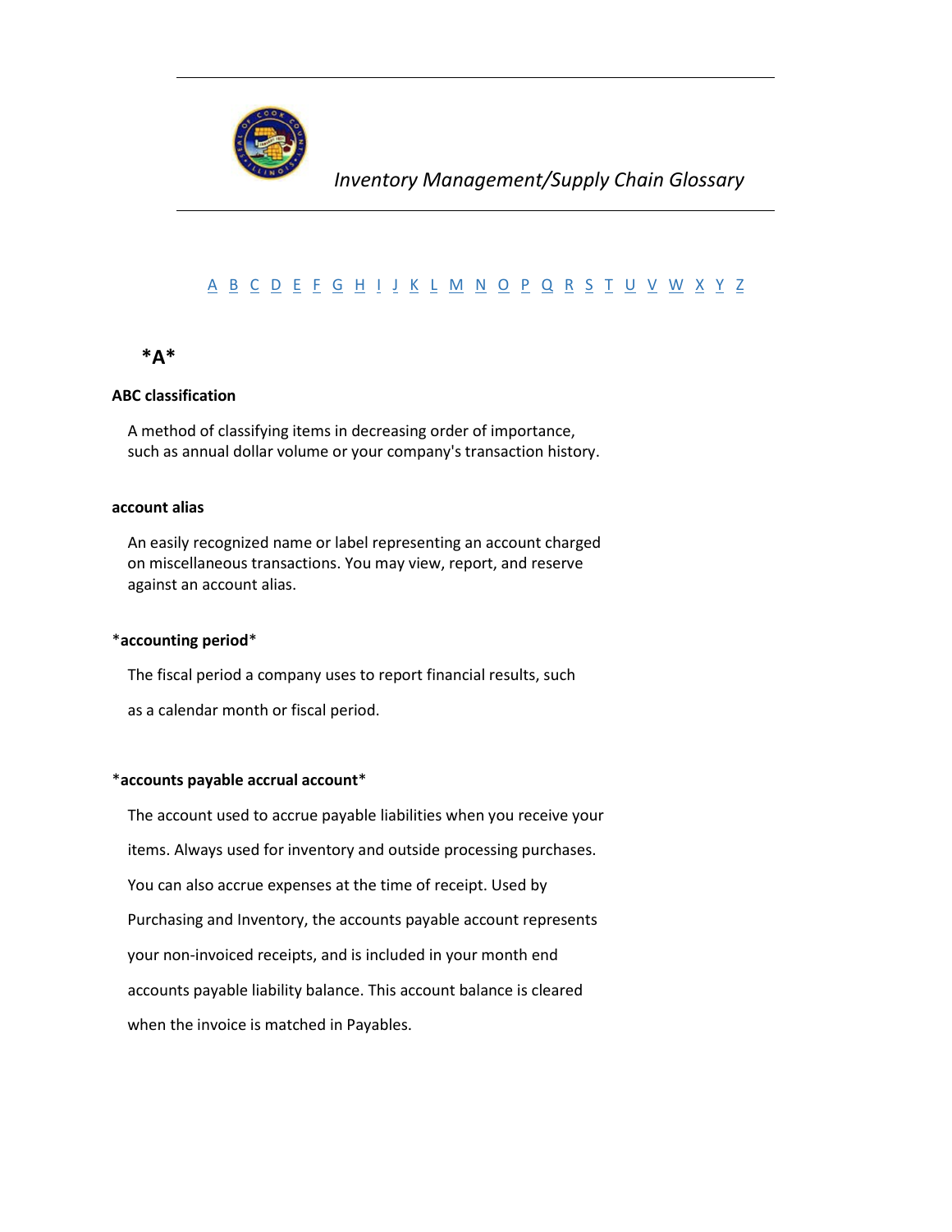# Inventory Management/Supply Chain Glossary

A B C D E F G H I J K L M N O P Q R S T U V W X Y Z

## *A*

**ABC classification**

A method of classifying items in decreasing order of importance, such as annual dollar volume or your company's transaction history.

**account alias**

An easily recognized name or label representing an account charged on miscellaneous transactions. You may view, report, and reserve against an account alias.

*__accounting period__*

The fiscal period a company uses to report financial results, such as a calendar month or fiscal period.

*__accounts payable accrual account__*

The account used to accrue payable liabilities when you receive your items. Always used for inventory and outside processing purchases. You can also accrue expenses at the time of receipt. Used by Purchasing and Inventory, the accounts payable account represents your non-invoiced receipts, and is included in your month end accounts payable liability balance. This account balance is cleared when the invoice is matched in Payables.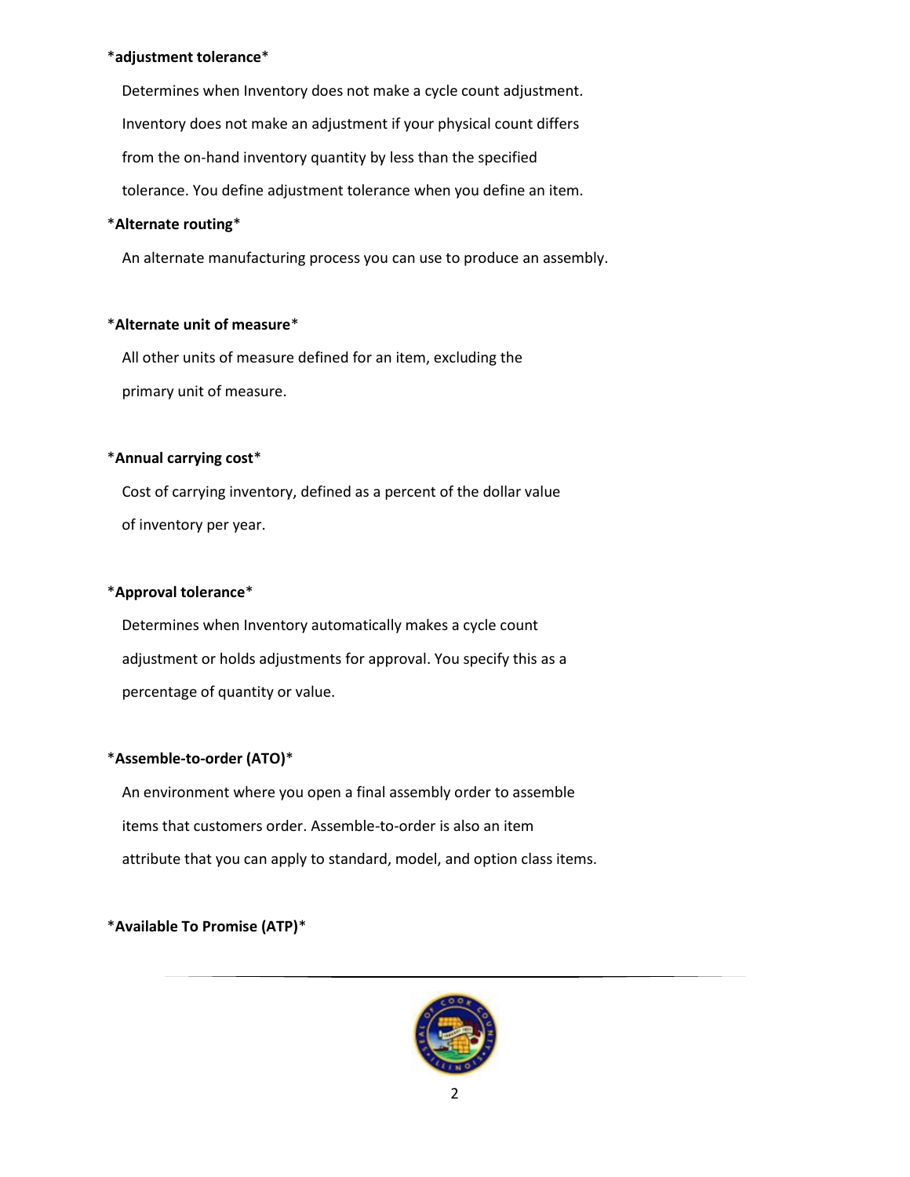*adjustment tolerance*

Determines when Inventory does not make a cycle count adjustment. Inventory does not make an adjustment if your physical count differs from the on-hand inventory quantity by less than the specified tolerance. You define adjustment tolerance when you define an item.

*Alternate routing*

An alternate manufacturing process you can use to produce an assembly.

*Alternate unit of measure*

All other units of measure defined for an item, excluding the primary unit of measure.

*Annual carrying cost*

Cost of carrying inventory, defined as a percent of the dollar value of inventory per year.

*Approval tolerance*

Determines when Inventory automatically makes a cycle count adjustment or holds adjustments for approval. You specify this as a percentage of quantity or value.

*Assemble-to-order (ATO)*

An environment where you open a final assembly order to assemble items that customers order. Assemble-to-order is also an item attribute that you can apply to standard, model, and option class items.

*Available To Promise (ATP)*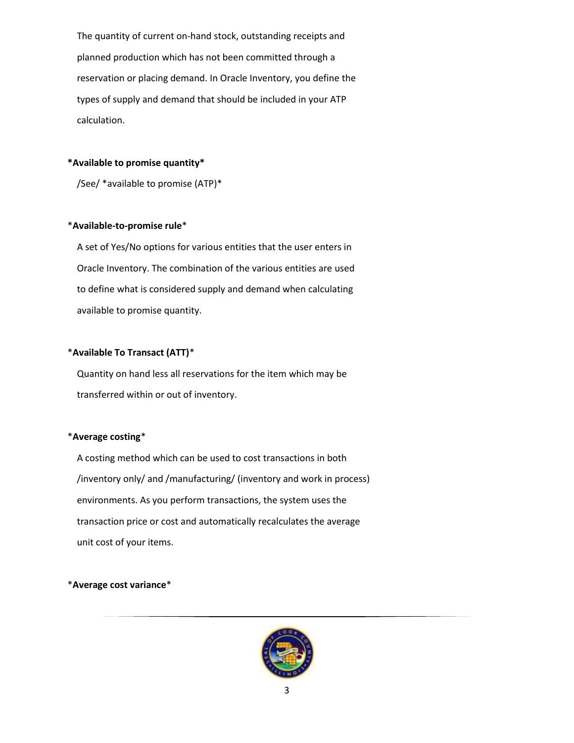The quantity of current on-hand stock, outstanding receipts and planned production which has not been committed through a reservation or placing demand. In Oracle Inventory, you define the types of supply and demand that should be included in your ATP calculation.

***Available to promise quantity***

/See/ *available to promise (ATP)*

***Available-to-promise rule***

A set of Yes/No options for various entities that the user enters in Oracle Inventory. The combination of the various entities are used to define what is considered supply and demand when calculating available to promise quantity.

***Available To Transact (ATT)***

Quantity on hand less all reservations for the item which may be transferred within or out of inventory.

***Average costing***

A costing method which can be used to cost transactions in both /inventory only/ and /manufacturing/ (inventory and work in process) environments. As you perform transactions, the system uses the transaction price or cost and automatically recalculates the average unit cost of your items.

***Average cost variance***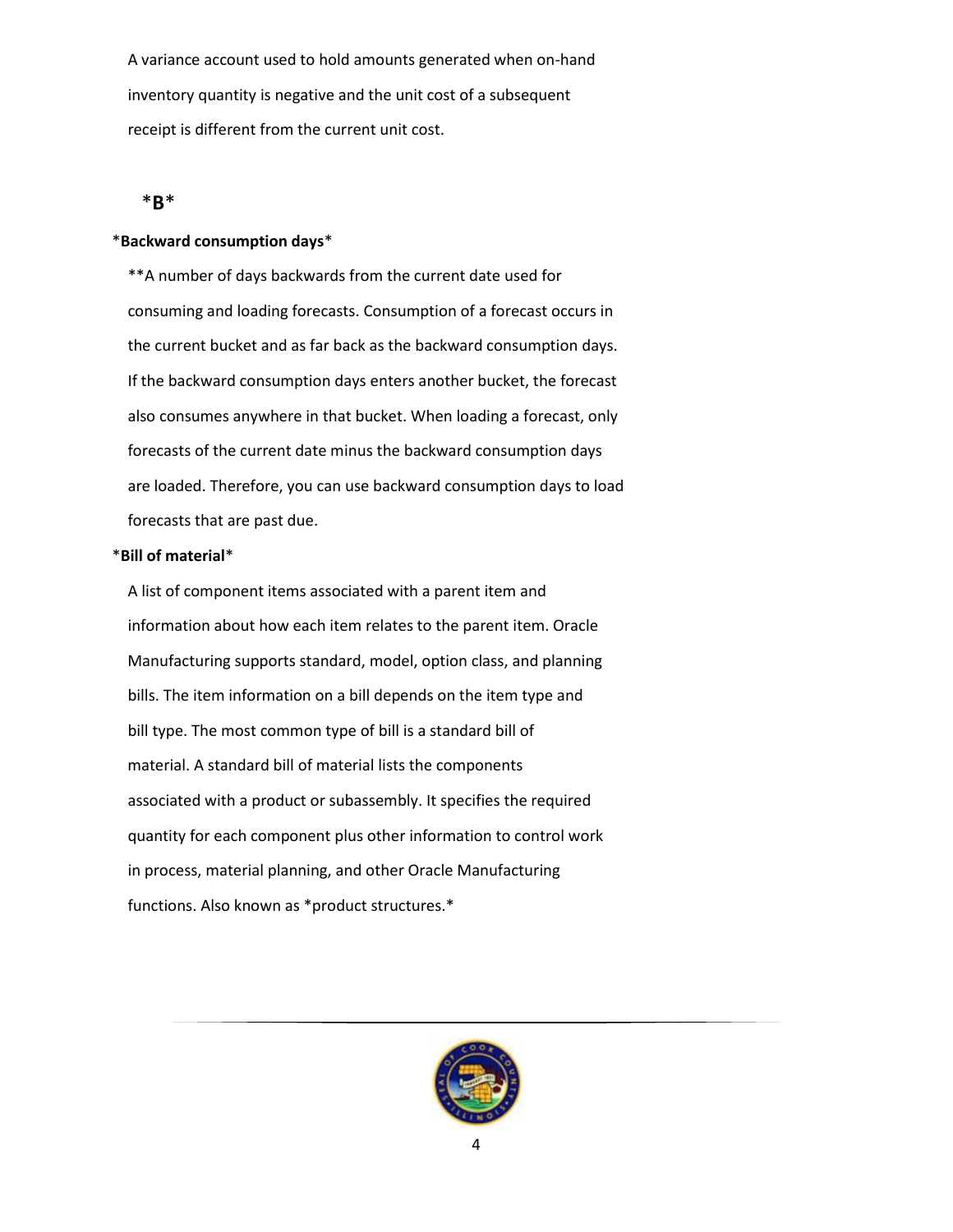A variance account used to hold amounts generated when on-hand inventory quantity is negative and the unit cost of a subsequent receipt is different from the current unit cost.

## *B*

*Backward consumption days*

**A number of days backwards from the current date used for consuming and loading forecasts. Consumption of a forecast occurs in the current bucket and as far back as the backward consumption days. If the backward consumption days enters another bucket, the forecast also consumes anywhere in that bucket. When loading a forecast, only forecasts of the current date minus the backward consumption days are loaded. Therefore, you can use backward consumption days to load forecasts that are past due.

*Bill of material*

A list of component items associated with a parent item and information about how each item relates to the parent item. Oracle Manufacturing supports standard, model, option class, and planning bills. The item information on a bill depends on the item type and bill type. The most common type of bill is a standard bill of material. A standard bill of material lists the components associated with a product or subassembly. It specifies the required quantity for each component plus other information to control work in process, material planning, and other Oracle Manufacturing functions. Also known as *product structures.*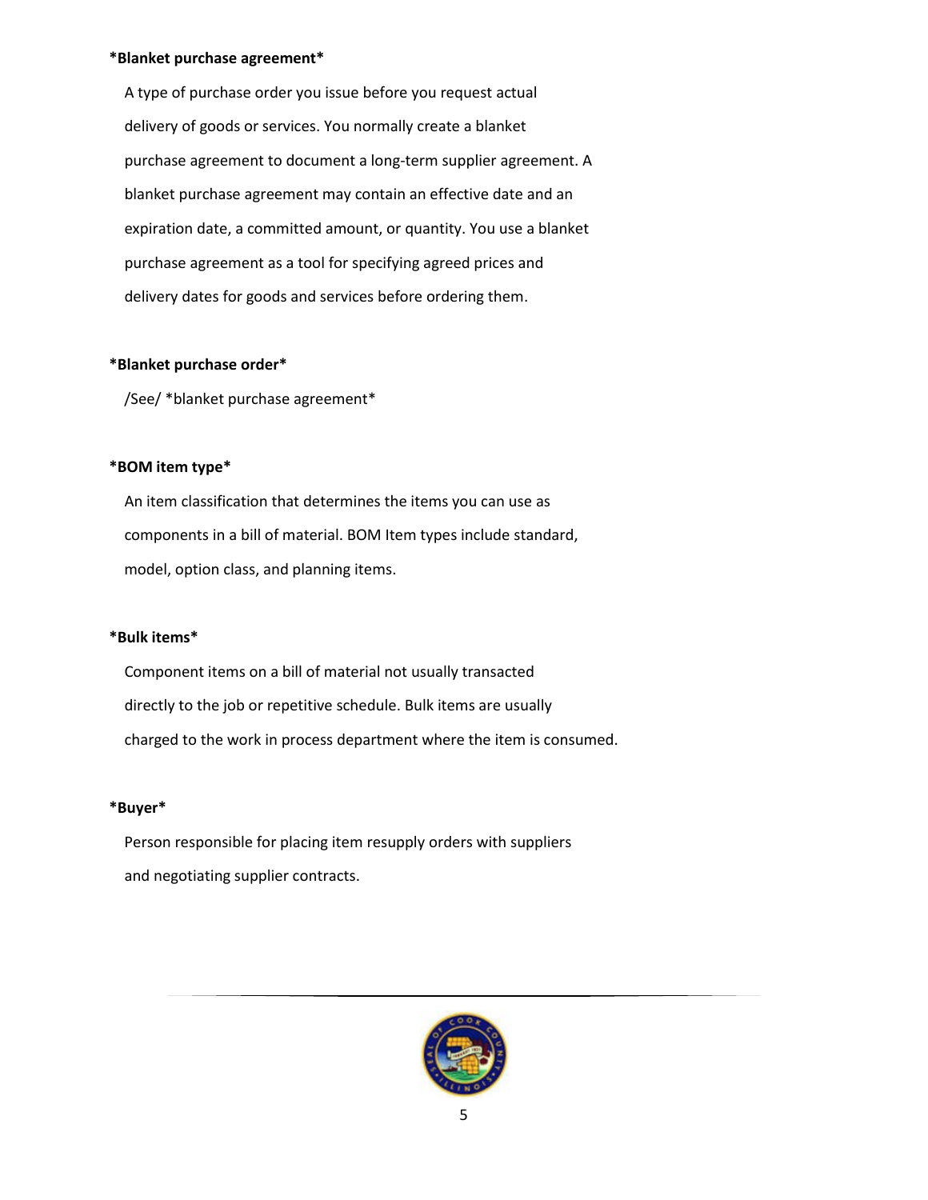*Blanket purchase agreement*

A type of purchase order you issue before you request actual delivery of goods or services. You normally create a blanket purchase agreement to document a long-term supplier agreement. A blanket purchase agreement may contain an effective date and an expiration date, a committed amount, or quantity. You use a blanket purchase agreement as a tool for specifying agreed prices and delivery dates for goods and services before ordering them.

*Blanket purchase order*

/See/ *blanket purchase agreement*

*BOM item type*

An item classification that determines the items you can use as components in a bill of material. BOM Item types include standard, model, option class, and planning items.

*Bulk items*

Component items on a bill of material not usually transacted directly to the job or repetitive schedule. Bulk items are usually charged to the work in process department where the item is consumed.

*Buyer*

Person responsible for placing item resupply orders with suppliers and negotiating supplier contracts.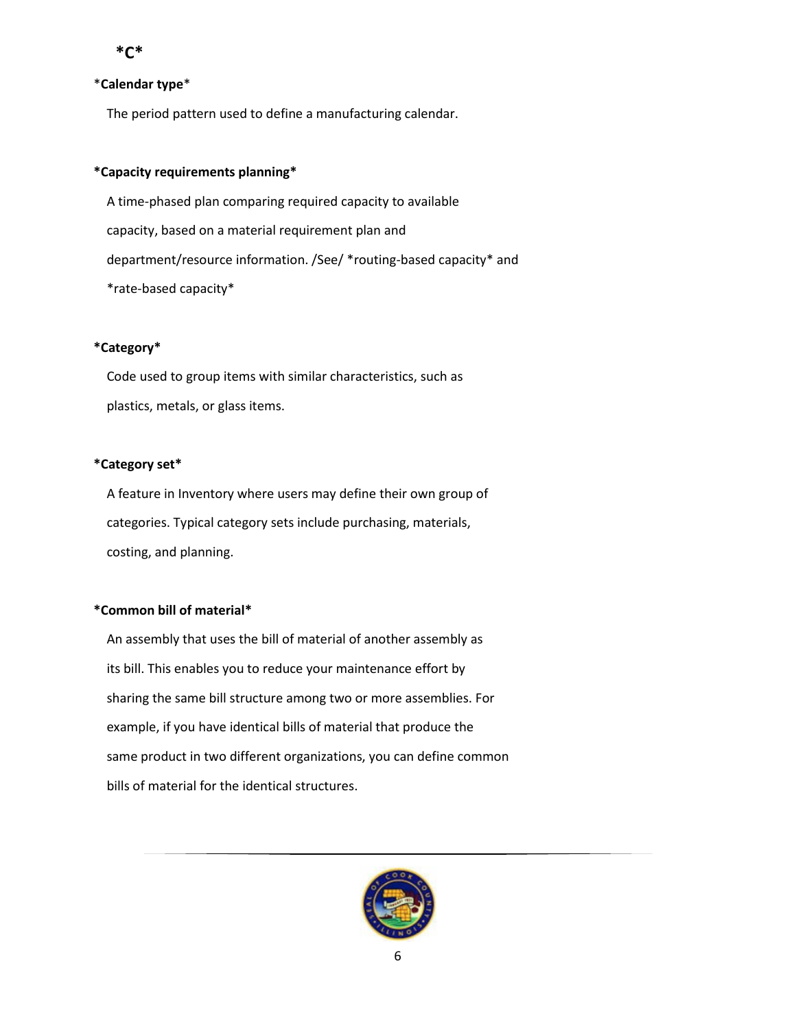**\*C\***

\***Calendar type**\*

The period pattern used to define a manufacturing calendar.

**\*Capacity requirements planning\***

A time-phased plan comparing required capacity to available capacity, based on a material requirement plan and department/resource information. /See/ *routing-based capacity* and *rate-based capacity*

**\*Category\***

Code used to group items with similar characteristics, such as plastics, metals, or glass items.

**\*Category set\***

A feature in Inventory where users may define their own group of categories. Typical category sets include purchasing, materials, costing, and planning.

**\*Common bill of material\***

An assembly that uses the bill of material of another assembly as its bill. This enables you to reduce your maintenance effort by sharing the same bill structure among two or more assemblies. For example, if you have identical bills of material that produce the same product in two different organizations, you can define common bills of material for the identical structures.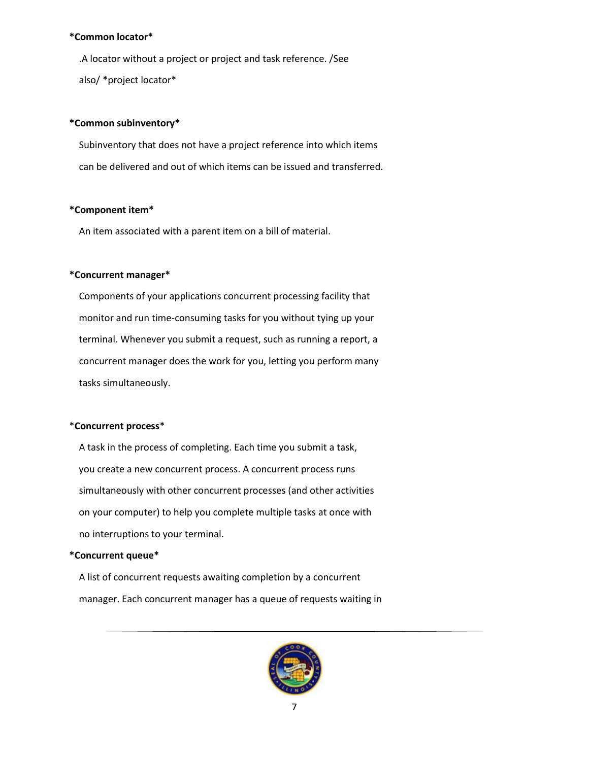**\*Common locator\***

.A locator without a project or project and task reference. /See also/ \*project locator\*

**\*Common subinventory\***

Subinventory that does not have a project reference into which items can be delivered and out of which items can be issued and transferred.

**\*Component item\***

An item associated with a parent item on a bill of material.

**\*Concurrent manager\***

Components of your applications concurrent processing facility that monitor and run time-consuming tasks for you without tying up your terminal. Whenever you submit a request, such as running a report, a concurrent manager does the work for you, letting you perform many tasks simultaneously.

\***Concurrent process**\*

A task in the process of completing. Each time you submit a task, you create a new concurrent process. A concurrent process runs simultaneously with other concurrent processes (and other activities on your computer) to help you complete multiple tasks at once with no interruptions to your terminal.

**\*Concurrent queue\***

A list of concurrent requests awaiting completion by a concurrent manager. Each concurrent manager has a queue of requests waiting in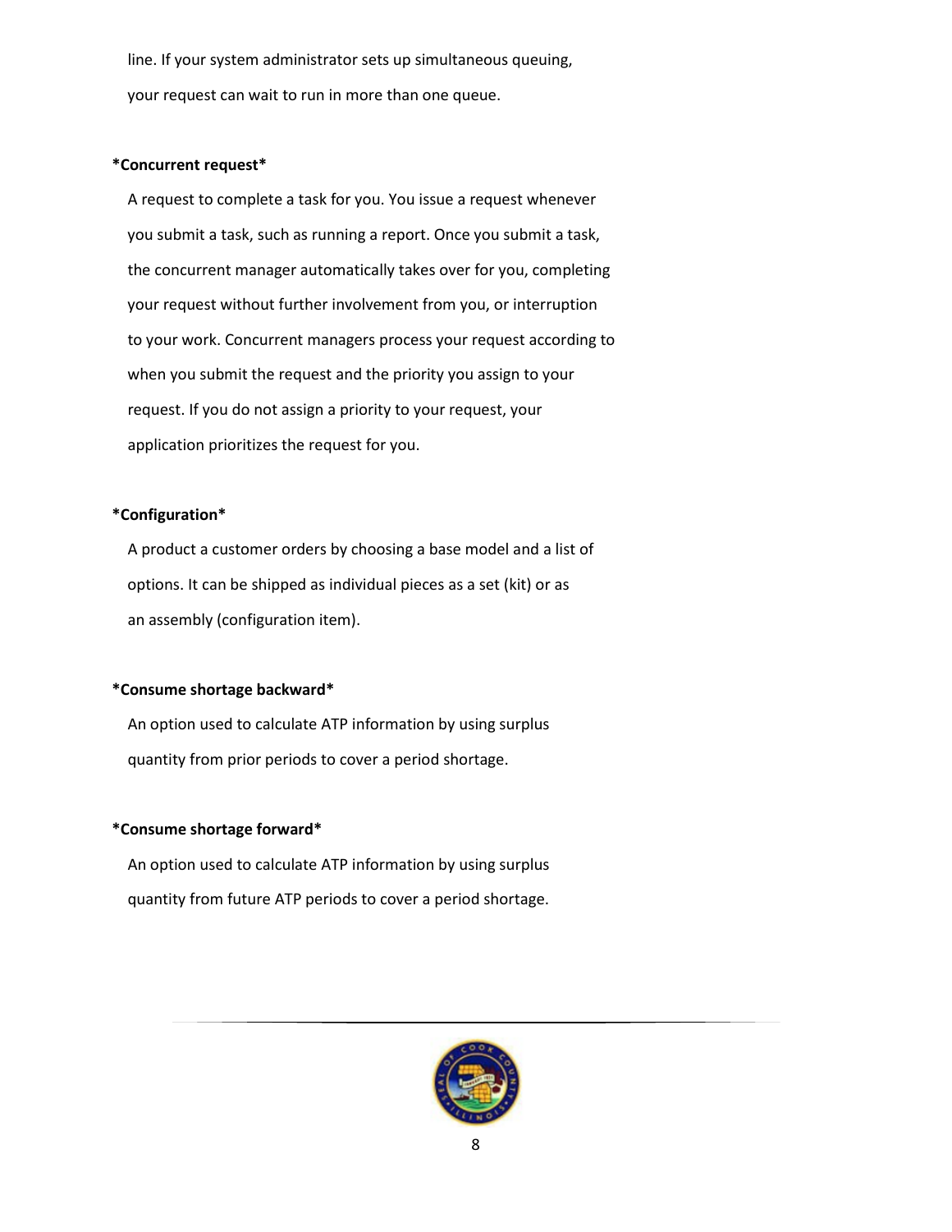line. If your system administrator sets up simultaneous queuing, your request can wait to run in more than one queue.

*Concurrent request*

A request to complete a task for you. You issue a request whenever you submit a task, such as running a report. Once you submit a task, the concurrent manager automatically takes over for you, completing your request without further involvement from you, or interruption to your work. Concurrent managers process your request according to when you submit the request and the priority you assign to your request. If you do not assign a priority to your request, your application prioritizes the request for you.

*Configuration*

A product a customer orders by choosing a base model and a list of options. It can be shipped as individual pieces as a set (kit) or as an assembly (configuration item).

*Consume shortage backward*

An option used to calculate ATP information by using surplus quantity from prior periods to cover a period shortage.

*Consume shortage forward*

An option used to calculate ATP information by using surplus quantity from future ATP periods to cover a period shortage.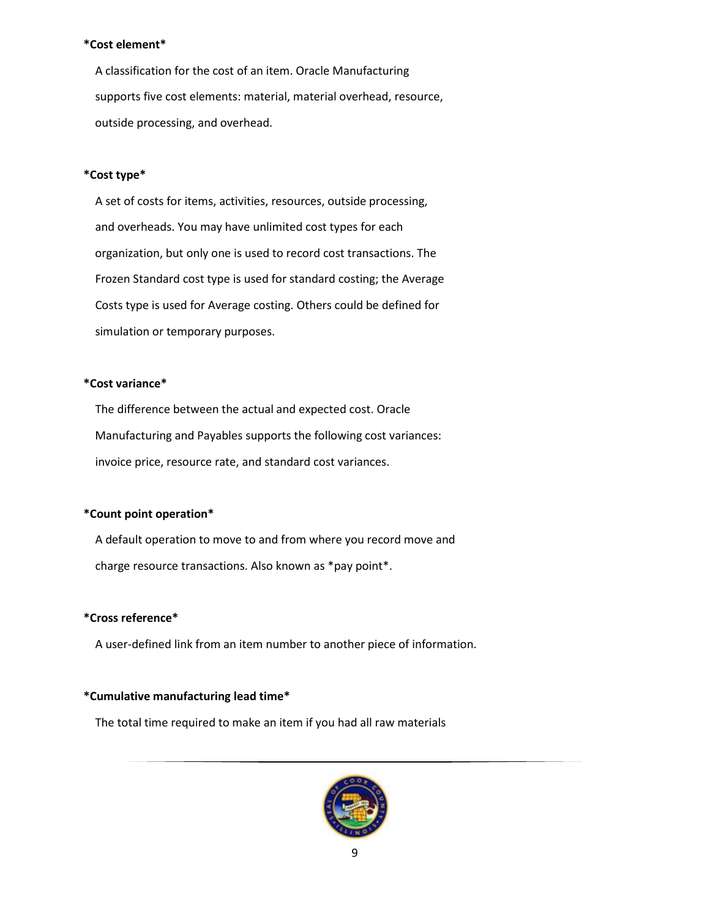**Cost element**

A classification for the cost of an item. Oracle Manufacturing supports five cost elements: material, material overhead, resource, outside processing, and overhead.

**Cost type**

A set of costs for items, activities, resources, outside processing, and overheads. You may have unlimited cost types for each organization, but only one is used to record cost transactions. The Frozen Standard cost type is used for standard costing; the Average Costs type is used for Average costing. Others could be defined for simulation or temporary purposes.

**Cost variance**

The difference between the actual and expected cost. Oracle Manufacturing and Payables supports the following cost variances: invoice price, resource rate, and standard cost variances.

**Count point operation**

A default operation to move to and from where you record move and charge resource transactions. Also known as *pay point*.

**Cross reference**

A user-defined link from an item number to another piece of information.

**Cumulative manufacturing lead time**

The total time required to make an item if you had all raw materials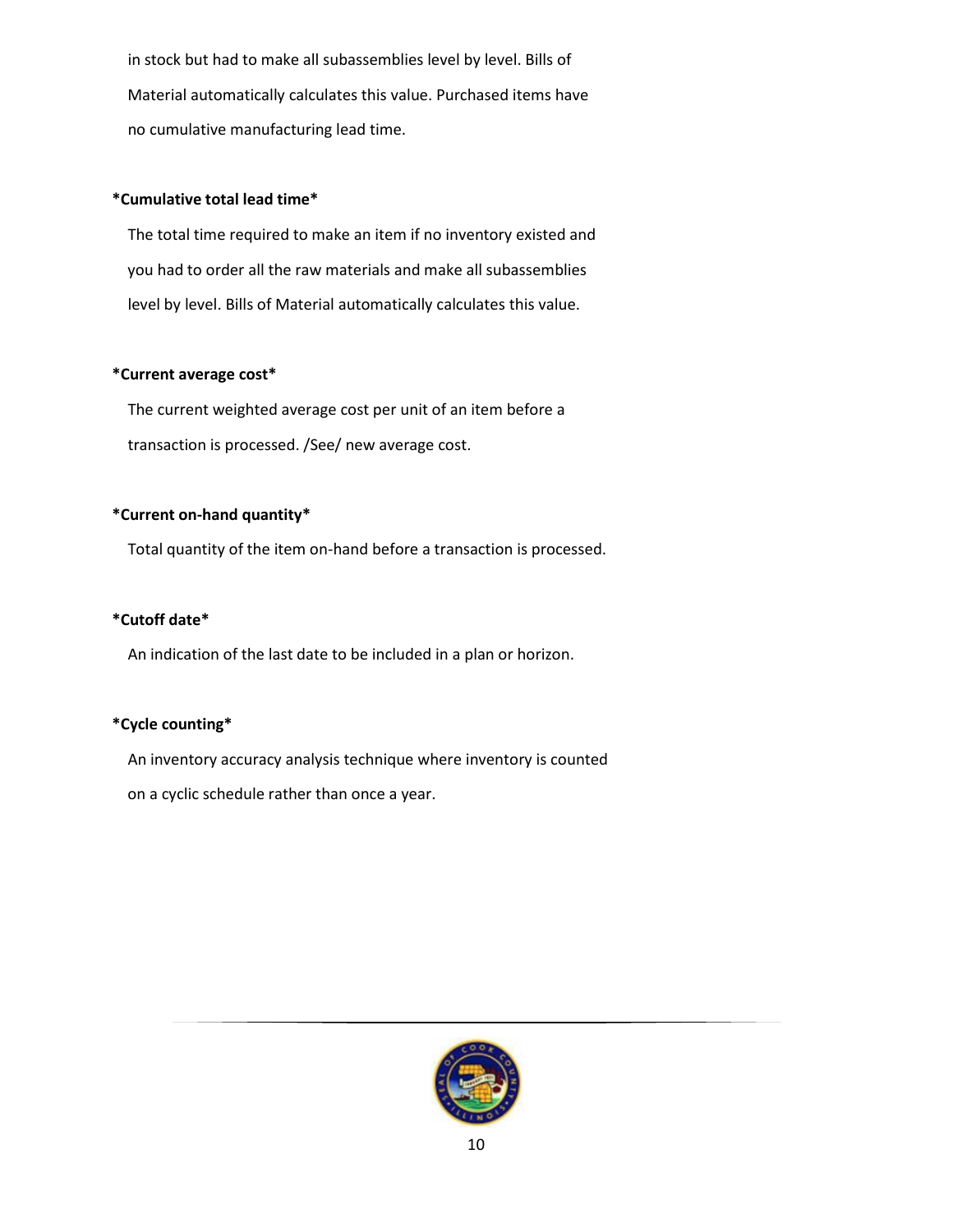in stock but had to make all subassemblies level by level. Bills of Material automatically calculates this value. Purchased items have no cumulative manufacturing lead time.

**\*Cumulative total lead time\***

The total time required to make an item if no inventory existed and you had to order all the raw materials and make all subassemblies level by level. Bills of Material automatically calculates this value.

**\*Current average cost\***

The current weighted average cost per unit of an item before a transaction is processed. /See/ new average cost.

**\*Current on-hand quantity\***

Total quantity of the item on-hand before a transaction is processed.

**\*Cutoff date\***

An indication of the last date to be included in a plan or horizon.

**\*Cycle counting\***

An inventory accuracy analysis technique where inventory is counted on a cyclic schedule rather than once a year.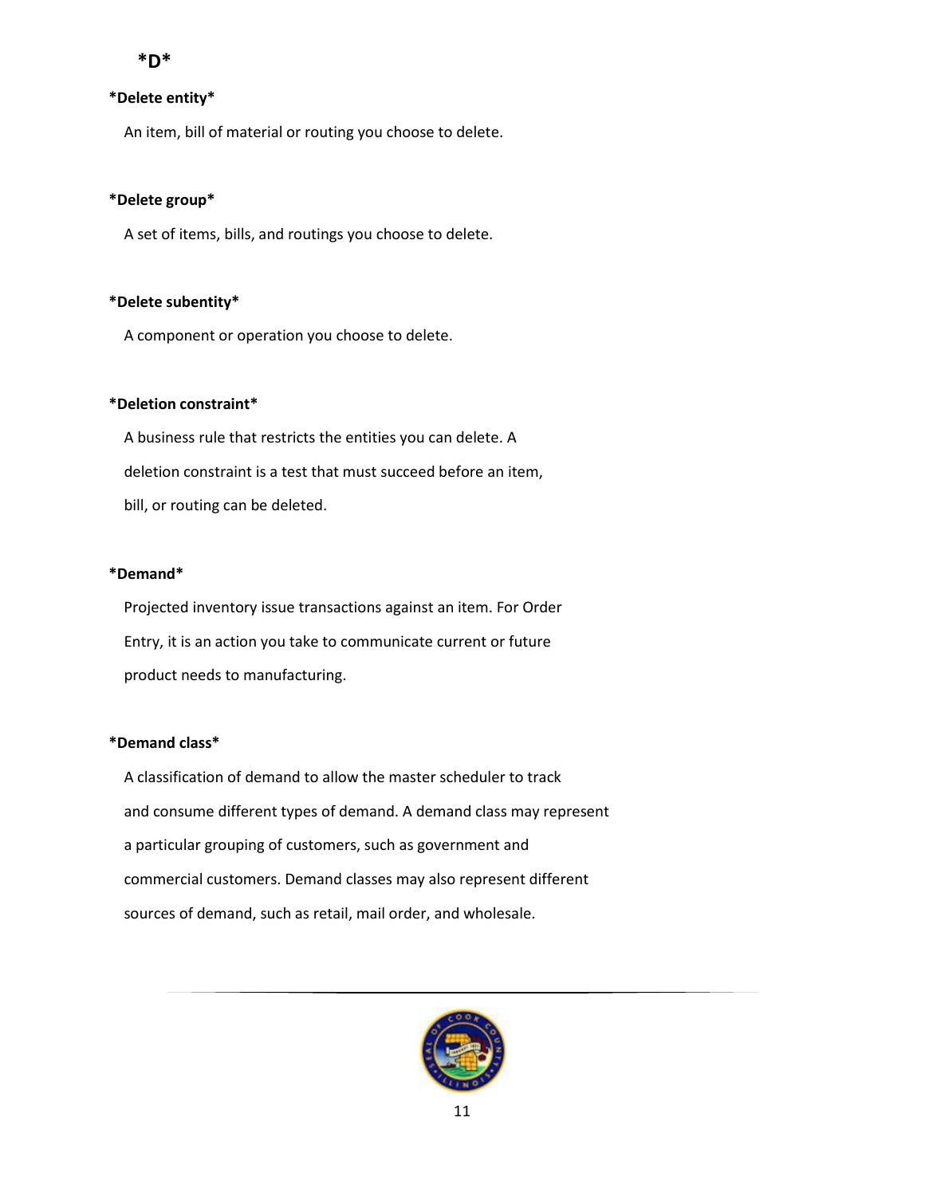**\*D\***

**\*Delete entity\***

An item, bill of material or routing you choose to delete.

**\*Delete group\***

A set of items, bills, and routings you choose to delete.

**\*Delete subentity\***

A component or operation you choose to delete.

**\*Deletion constraint\***

A business rule that restricts the entities you can delete. A deletion constraint is a test that must succeed before an item, bill, or routing can be deleted.

**\*Demand\***

Projected inventory issue transactions against an item. For Order Entry, it is an action you take to communicate current or future product needs to manufacturing.

**\*Demand class\***

A classification of demand to allow the master scheduler to track and consume different types of demand. A demand class may represent a particular grouping of customers, such as government and commercial customers. Demand classes may also represent different sources of demand, such as retail, mail order, and wholesale.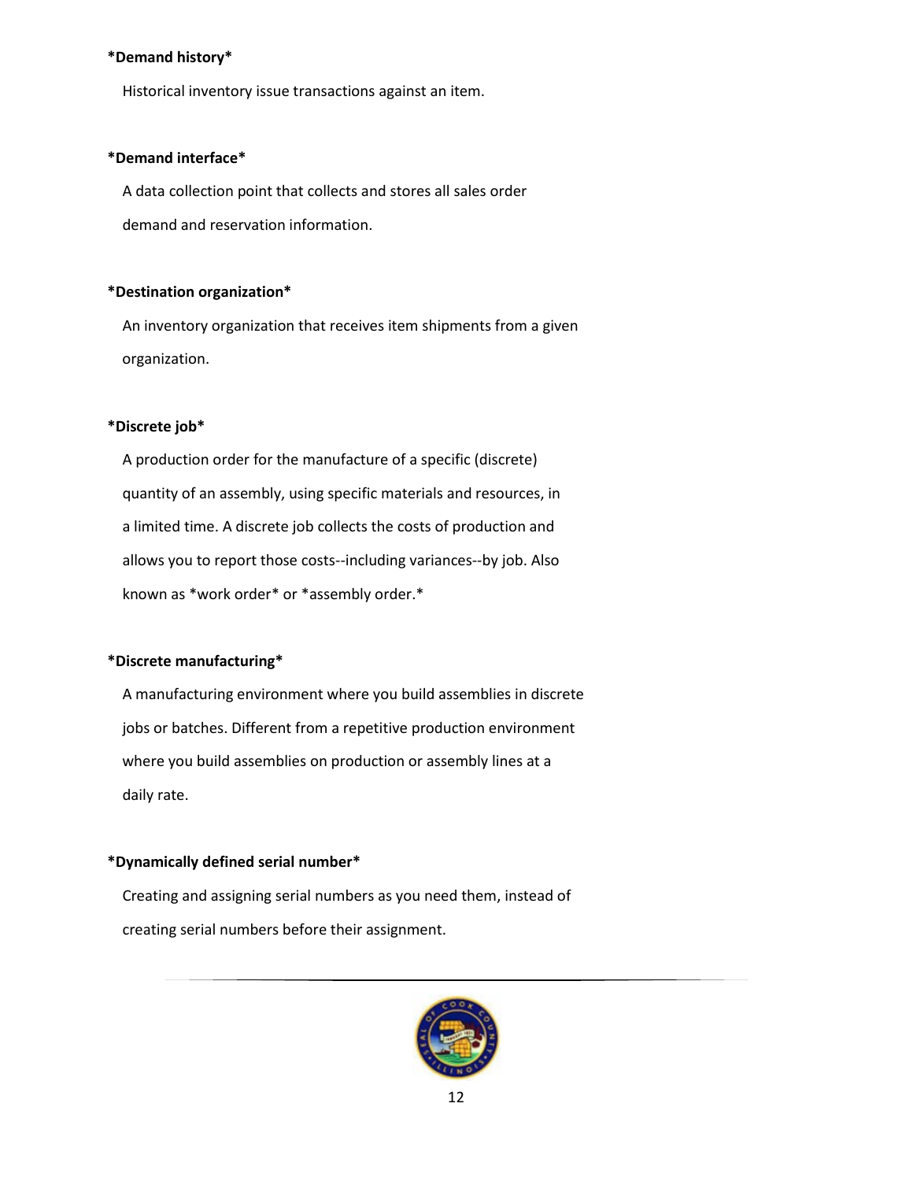***Demand history***

Historical inventory issue transactions against an item.

***Demand interface***

A data collection point that collects and stores all sales order demand and reservation information.

***Destination organization***

An inventory organization that receives item shipments from a given organization.

***Discrete job***

A production order for the manufacture of a specific (discrete) quantity of an assembly, using specific materials and resources, in a limited time. A discrete job collects the costs of production and allows you to report those costs--including variances--by job. Also known as *work order* or *assembly order.*

***Discrete manufacturing***

A manufacturing environment where you build assemblies in discrete jobs or batches. Different from a repetitive production environment where you build assemblies on production or assembly lines at a daily rate.

***Dynamically defined serial number***

Creating and assigning serial numbers as you need them, instead of creating serial numbers before their assignment.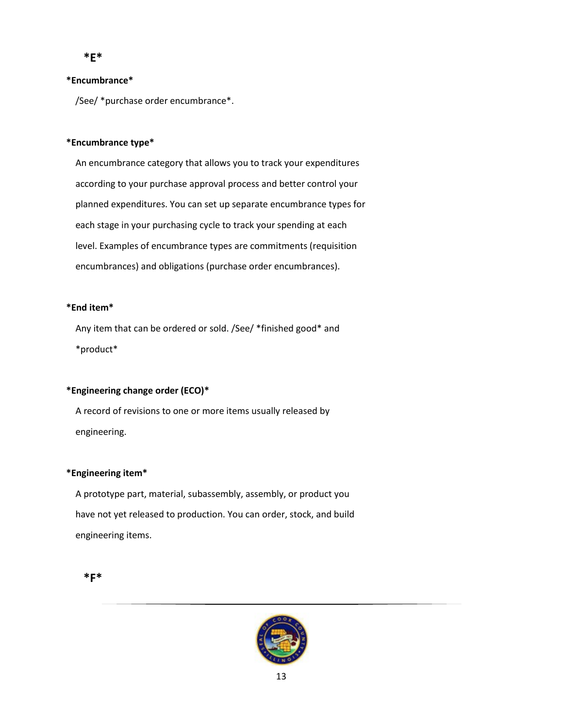*E*

*Encumbrance*

/See/ *purchase order encumbrance*.

*Encumbrance type*

An encumbrance category that allows you to track your expenditures according to your purchase approval process and better control your planned expenditures. You can set up separate encumbrance types for each stage in your purchasing cycle to track your spending at each level. Examples of encumbrance types are commitments (requisition encumbrances) and obligations (purchase order encumbrances).

*End item*

Any item that can be ordered or sold. /See/ *finished good* and *product*

*Engineering change order (ECO)*

A record of revisions to one or more items usually released by engineering.

*Engineering item*

A prototype part, material, subassembly, assembly, or product you have not yet released to production. You can order, stock, and build engineering items.

*F*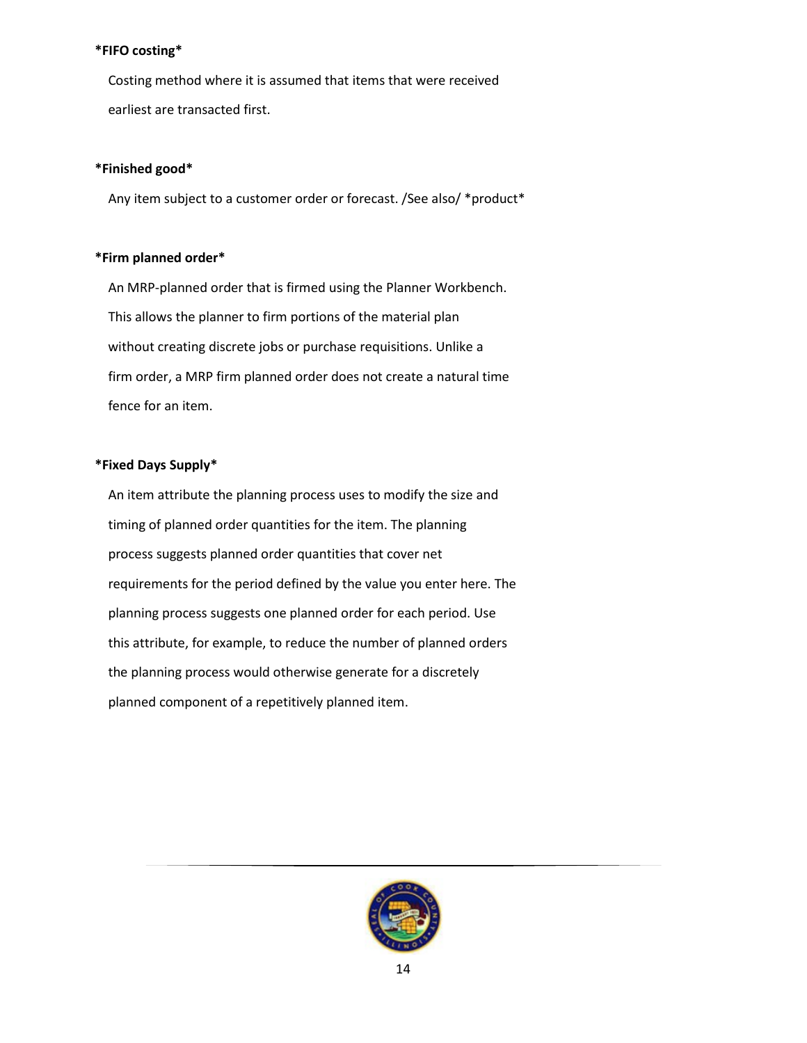*FIFO costing*

Costing method where it is assumed that items that were received earliest are transacted first.

*Finished good*

Any item subject to a customer order or forecast. /See also/ *product*

*Firm planned order*

An MRP-planned order that is firmed using the Planner Workbench. This allows the planner to firm portions of the material plan without creating discrete jobs or purchase requisitions. Unlike a firm order, a MRP firm planned order does not create a natural time fence for an item.

*Fixed Days Supply*

An item attribute the planning process uses to modify the size and timing of planned order quantities for the item. The planning process suggests planned order quantities that cover net requirements for the period defined by the value you enter here. The planning process suggests one planned order for each period. Use this attribute, for example, to reduce the number of planned orders the planning process would otherwise generate for a discretely planned component of a repetitively planned item.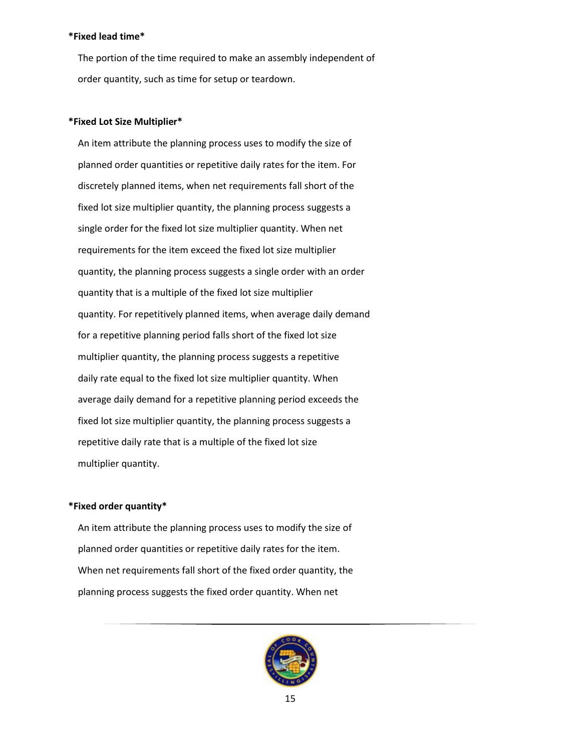*Fixed lead time*

The portion of the time required to make an assembly independent of order quantity, such as time for setup or teardown.

*Fixed Lot Size Multiplier*

An item attribute the planning process uses to modify the size of planned order quantities or repetitive daily rates for the item. For discretely planned items, when net requirements fall short of the fixed lot size multiplier quantity, the planning process suggests a single order for the fixed lot size multiplier quantity. When net requirements for the item exceed the fixed lot size multiplier quantity, the planning process suggests a single order with an order quantity that is a multiple of the fixed lot size multiplier quantity. For repetitively planned items, when average daily demand for a repetitive planning period falls short of the fixed lot size multiplier quantity, the planning process suggests a repetitive daily rate equal to the fixed lot size multiplier quantity. When average daily demand for a repetitive planning period exceeds the fixed lot size multiplier quantity, the planning process suggests a repetitive daily rate that is a multiple of the fixed lot size multiplier quantity.

*Fixed order quantity*

An item attribute the planning process uses to modify the size of planned order quantities or repetitive daily rates for the item. When net requirements fall short of the fixed order quantity, the planning process suggests the fixed order quantity. When net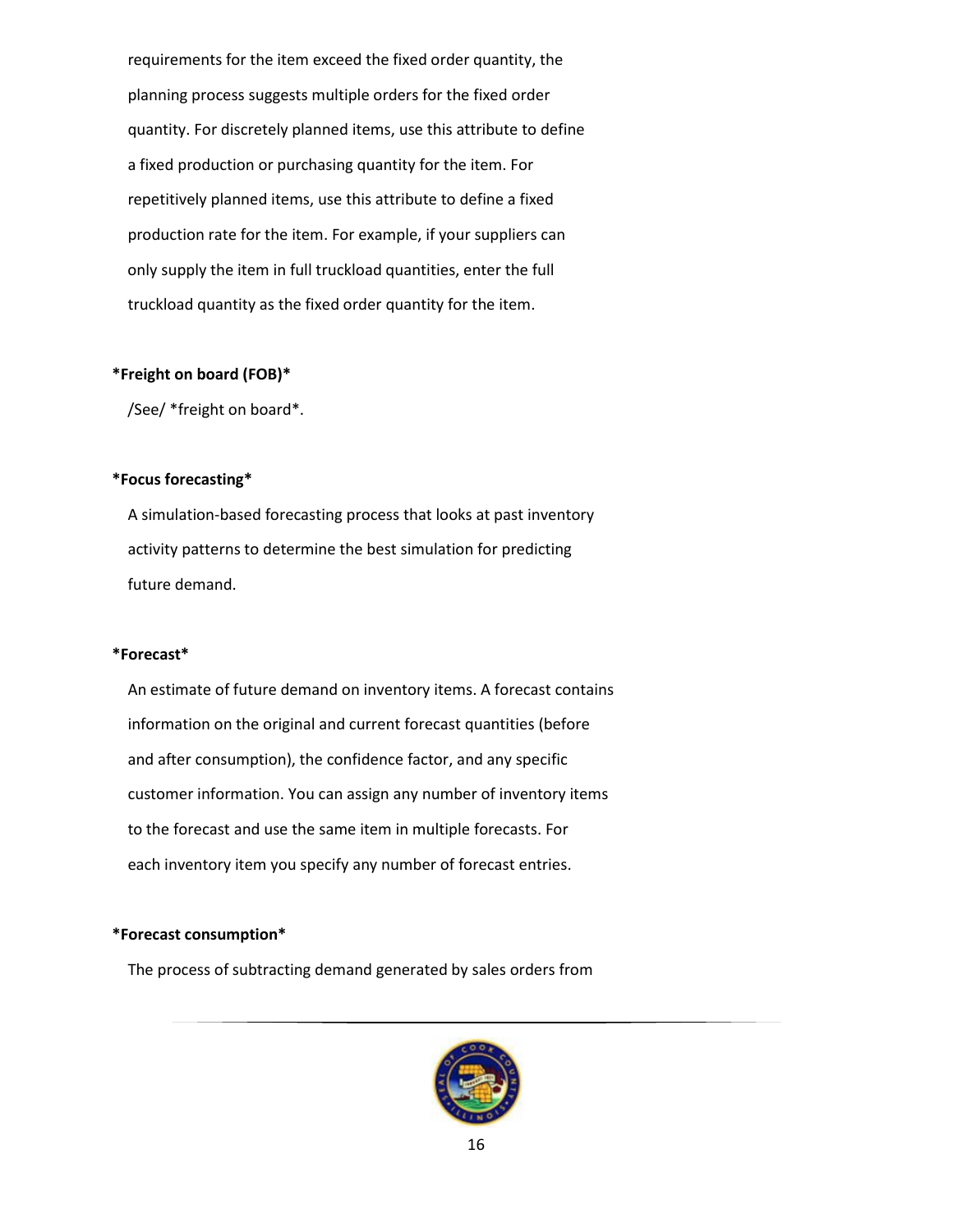requirements for the item exceed the fixed order quantity, the planning process suggests multiple orders for the fixed order quantity. For discretely planned items, use this attribute to define a fixed production or purchasing quantity for the item. For repetitively planned items, use this attribute to define a fixed production rate for the item. For example, if your suppliers can only supply the item in full truckload quantities, enter the full truckload quantity as the fixed order quantity for the item.

**\*Freight on board (FOB)\***

/See/ *freight on board*.

**\*Focus forecasting\***

A simulation-based forecasting process that looks at past inventory activity patterns to determine the best simulation for predicting future demand.

**\*Forecast\***

An estimate of future demand on inventory items. A forecast contains information on the original and current forecast quantities (before and after consumption), the confidence factor, and any specific customer information. You can assign any number of inventory items to the forecast and use the same item in multiple forecasts. For each inventory item you specify any number of forecast entries.

**\*Forecast consumption\***

The process of subtracting demand generated by sales orders from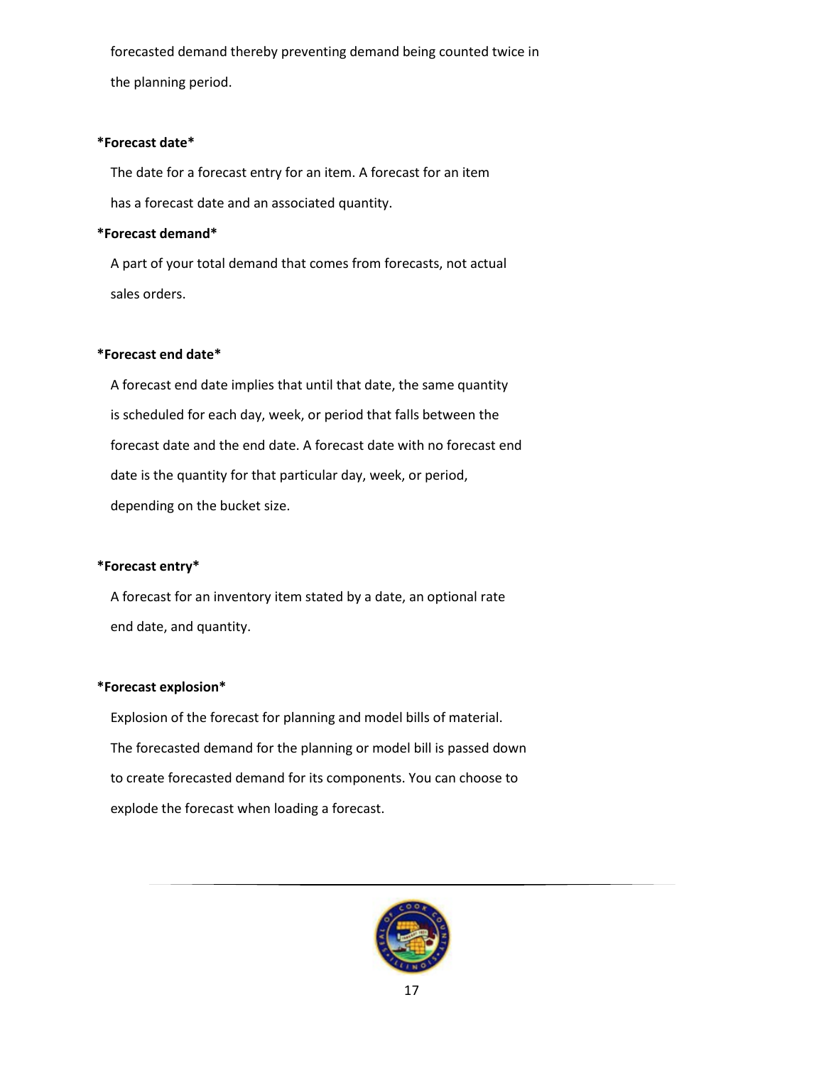forecasted demand thereby preventing demand being counted twice in the planning period.

*Forecast date*

The date for a forecast entry for an item. A forecast for an item has a forecast date and an associated quantity.

*Forecast demand*

A part of your total demand that comes from forecasts, not actual sales orders.

*Forecast end date*

A forecast end date implies that until that date, the same quantity is scheduled for each day, week, or period that falls between the forecast date and the end date. A forecast date with no forecast end date is the quantity for that particular day, week, or period, depending on the bucket size.

*Forecast entry*

A forecast for an inventory item stated by a date, an optional rate end date, and quantity.

*Forecast explosion*

Explosion of the forecast for planning and model bills of material. The forecasted demand for the planning or model bill is passed down to create forecasted demand for its components. You can choose to explode the forecast when loading a forecast.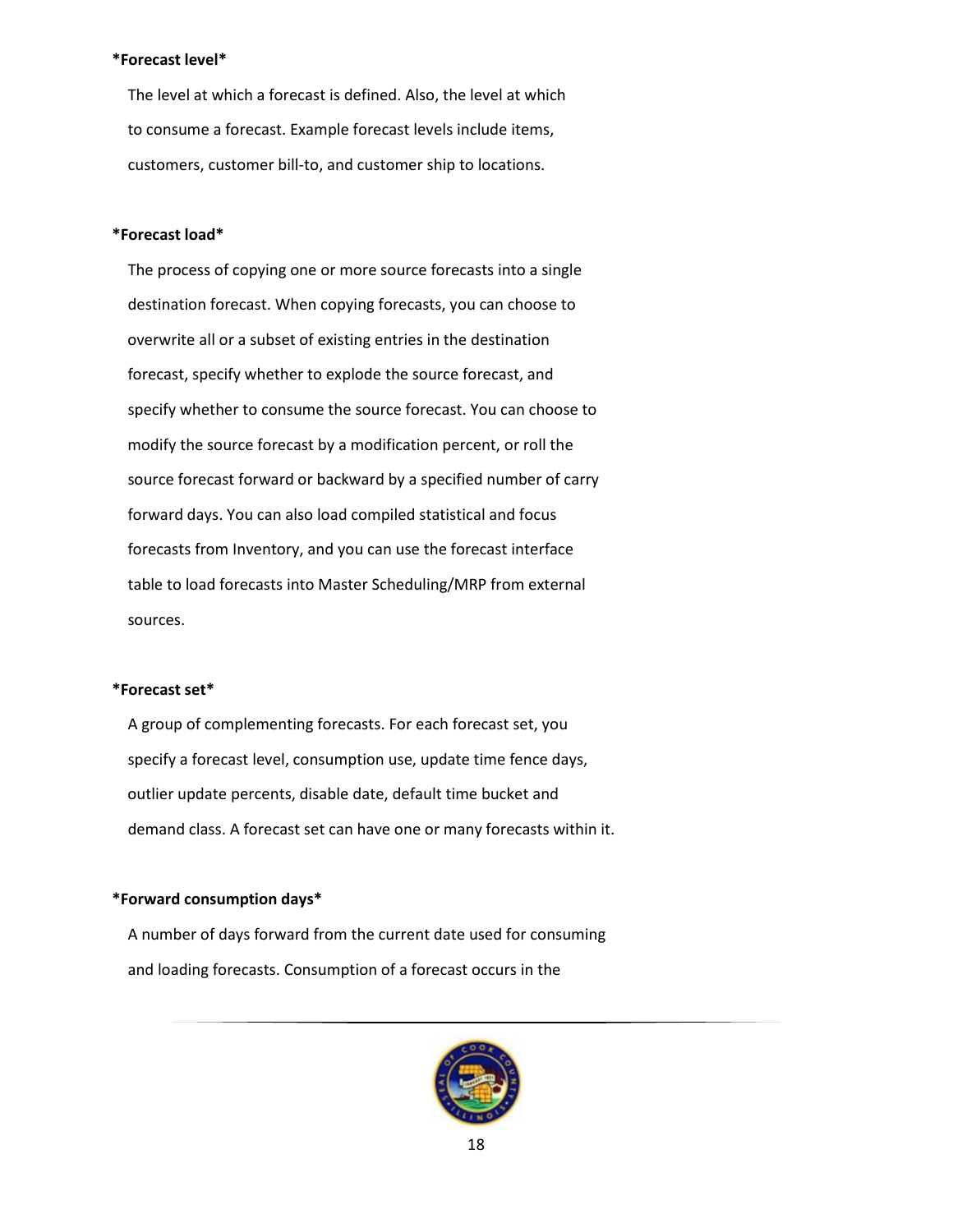*Forecast level*

The level at which a forecast is defined. Also, the level at which to consume a forecast. Example forecast levels include items, customers, customer bill-to, and customer ship to locations.

*Forecast load*

The process of copying one or more source forecasts into a single destination forecast. When copying forecasts, you can choose to overwrite all or a subset of existing entries in the destination forecast, specify whether to explode the source forecast, and specify whether to consume the source forecast. You can choose to modify the source forecast by a modification percent, or roll the source forecast forward or backward by a specified number of carry forward days. You can also load compiled statistical and focus forecasts from Inventory, and you can use the forecast interface table to load forecasts into Master Scheduling/MRP from external sources.

*Forecast set*

A group of complementing forecasts. For each forecast set, you specify a forecast level, consumption use, update time fence days, outlier update percents, disable date, default time bucket and demand class. A forecast set can have one or many forecasts within it.

*Forward consumption days*

A number of days forward from the current date used for consuming and loading forecasts. Consumption of a forecast occurs in the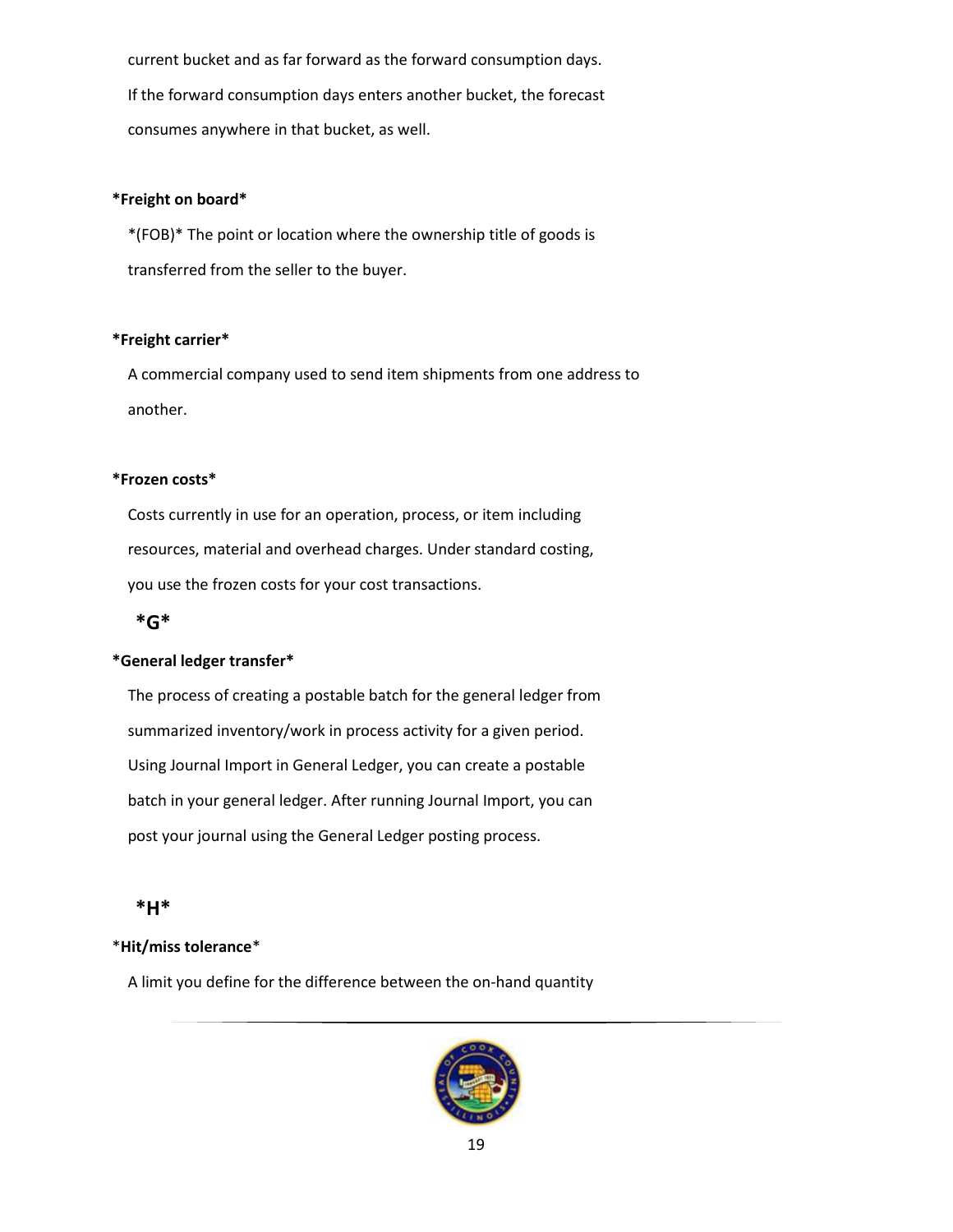current bucket and as far forward as the forward consumption days. If the forward consumption days enters another bucket, the forecast consumes anywhere in that bucket, as well.

**Freight on board**

*(FOB)* The point or location where the ownership title of goods is transferred from the seller to the buyer.

**Freight carrier**

A commercial company used to send item shipments from one address to another.

**Frozen costs**

Costs currently in use for an operation, process, or item including resources, material and overhead charges. Under standard costing, you use the frozen costs for your cost transactions.

## G

**General ledger transfer**

The process of creating a postable batch for the general ledger from summarized inventory/work in process activity for a given period. Using Journal Import in General Ledger, you can create a postable batch in your general ledger. After running Journal Import, you can post your journal using the General Ledger posting process.

## H

**Hit/miss tolerance**

A limit you define for the difference between the on-hand quantity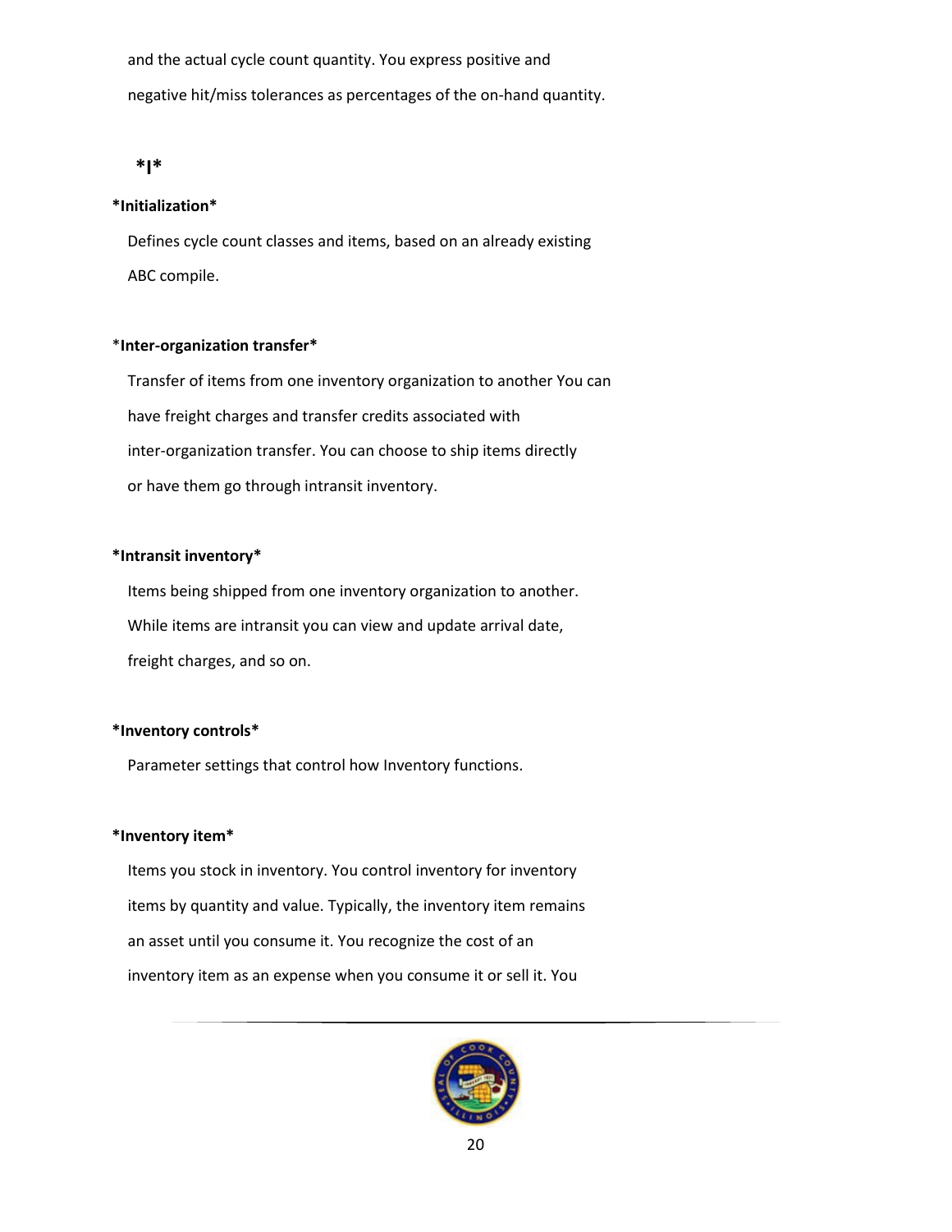and the actual cycle count quantity. You express positive and negative hit/miss tolerances as percentages of the on-hand quantity.

**\*I\***

**\*Initialization\***

Defines cycle count classes and items, based on an already existing ABC compile.

\***Inter-organization transfer\***

Transfer of items from one inventory organization to another You can have freight charges and transfer credits associated with inter-organization transfer. You can choose to ship items directly or have them go through intransit inventory.

**\*Intransit inventory\***

Items being shipped from one inventory organization to another. While items are intransit you can view and update arrival date, freight charges, and so on.

**\*Inventory controls\***

Parameter settings that control how Inventory functions.

**\*Inventory item\***

Items you stock in inventory. You control inventory for inventory items by quantity and value. Typically, the inventory item remains an asset until you consume it. You recognize the cost of an inventory item as an expense when you consume it or sell it. You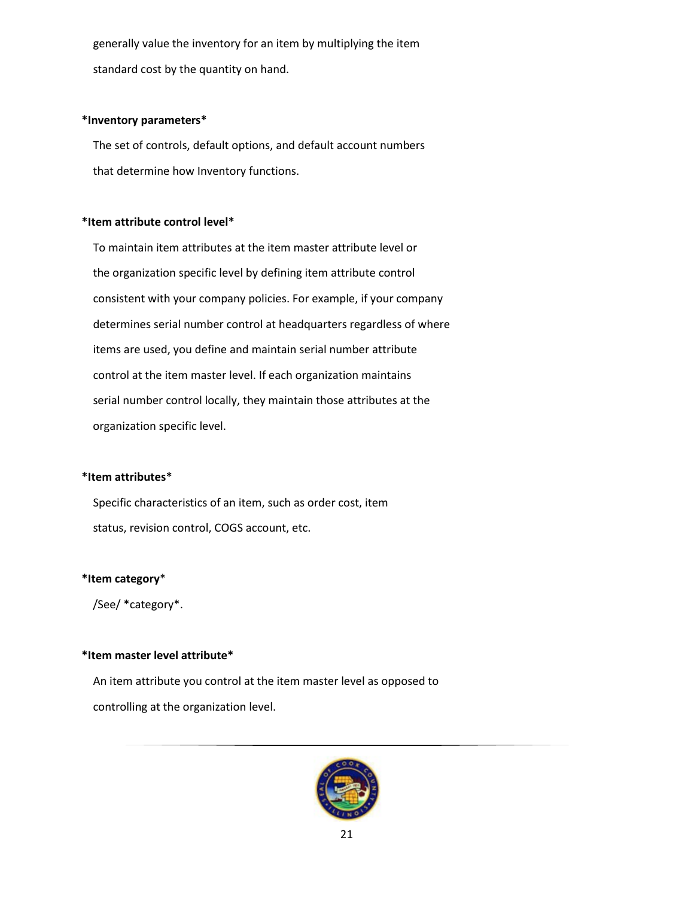generally value the inventory for an item by multiplying the item standard cost by the quantity on hand.

**\*Inventory parameters\***

The set of controls, default options, and default account numbers that determine how Inventory functions.

**\*Item attribute control level\***

To maintain item attributes at the item master attribute level or the organization specific level by defining item attribute control consistent with your company policies. For example, if your company determines serial number control at headquarters regardless of where items are used, you define and maintain serial number attribute control at the item master level. If each organization maintains serial number control locally, they maintain those attributes at the organization specific level.

**\*Item attributes\***

Specific characteristics of an item, such as order cost, item status, revision control, COGS account, etc.

**\*Item category**\*

/See/ \*category\*.

**\*Item master level attribute\***

An item attribute you control at the item master level as opposed to controlling at the organization level.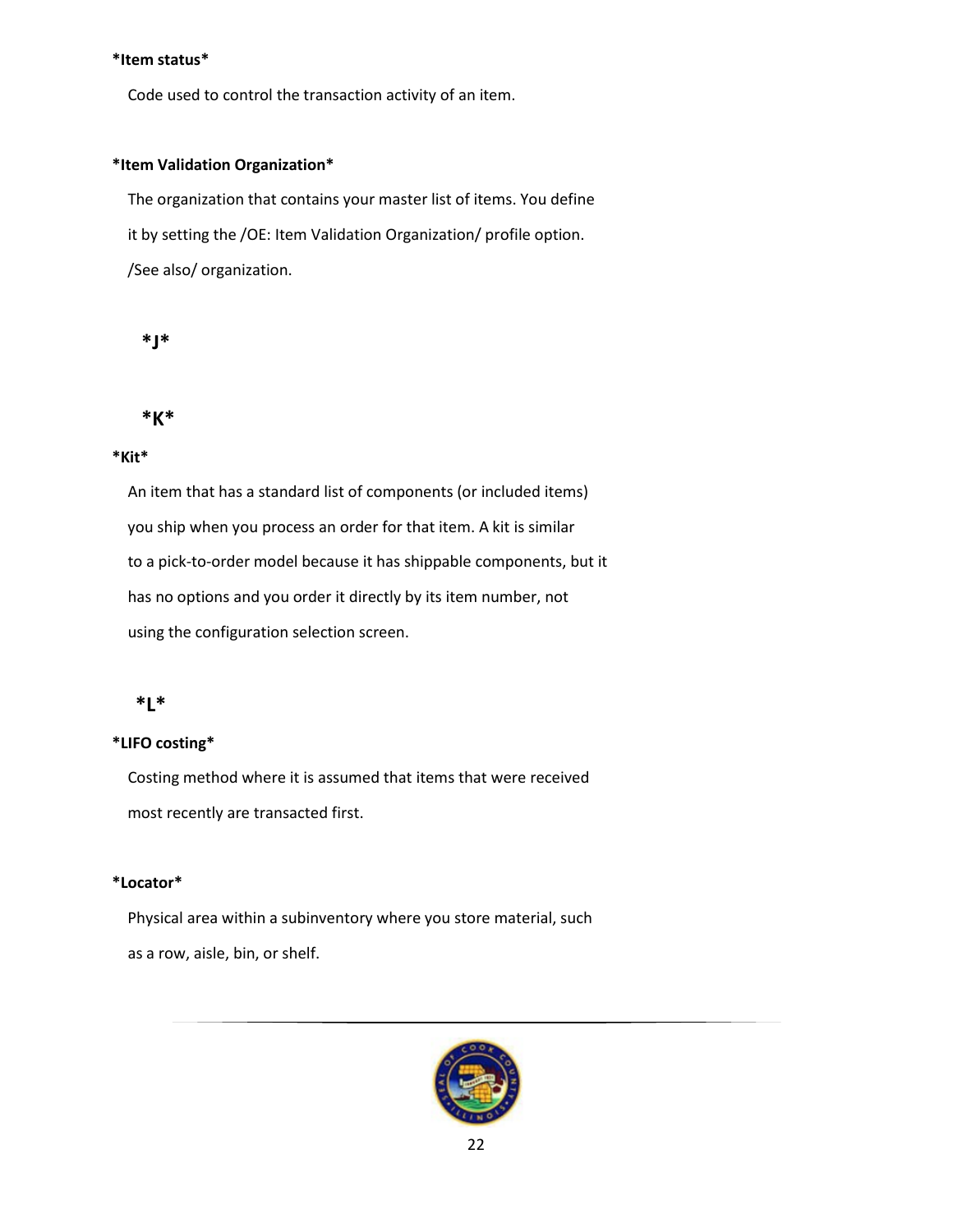*Item status*

Code used to control the transaction activity of an item.

*Item Validation Organization*

The organization that contains your master list of items. You define it by setting the /OE: Item Validation Organization/ profile option. /See also/ organization.

## *J*

## *K*

*Kit*

An item that has a standard list of components (or included items) you ship when you process an order for that item. A kit is similar to a pick-to-order model because it has shippable components, but it has no options and you order it directly by its item number, not using the configuration selection screen.

## *L*

*LIFO costing*

Costing method where it is assumed that items that were received most recently are transacted first.

*Locator*

Physical area within a subinventory where you store material, such as a row, aisle, bin, or shelf.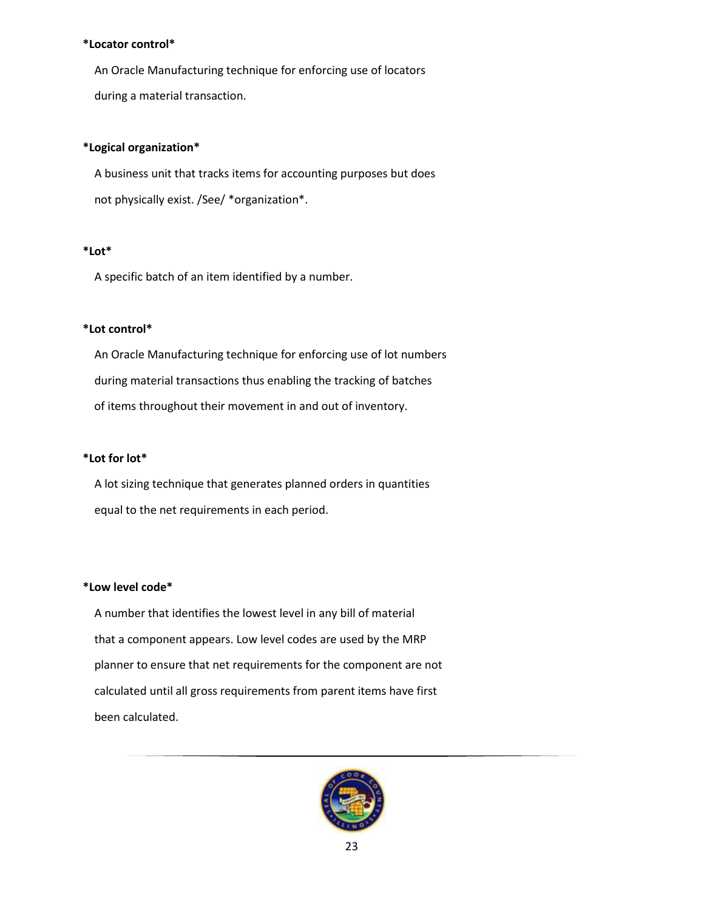*Locator control*

An Oracle Manufacturing technique for enforcing use of locators during a material transaction.

*Logical organization*

A business unit that tracks items for accounting purposes but does not physically exist. /See/ *organization*.

*Lot*

A specific batch of an item identified by a number.

*Lot control*

An Oracle Manufacturing technique for enforcing use of lot numbers during material transactions thus enabling the tracking of batches of items throughout their movement in and out of inventory.

*Lot for lot*

A lot sizing technique that generates planned orders in quantities equal to the net requirements in each period.

*Low level code*

A number that identifies the lowest level in any bill of material that a component appears. Low level codes are used by the MRP planner to ensure that net requirements for the component are not calculated until all gross requirements from parent items have first been calculated.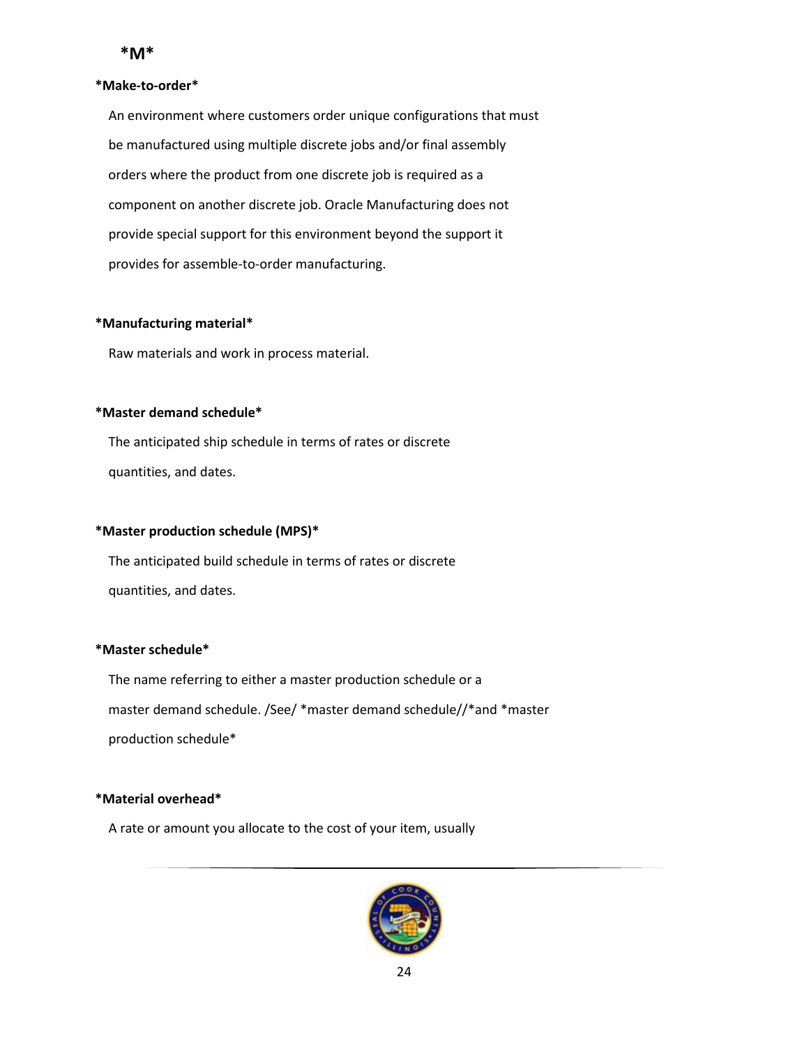**\*M\***

**\*Make-to-order\***

An environment where customers order unique configurations that must be manufactured using multiple discrete jobs and/or final assembly orders where the product from one discrete job is required as a component on another discrete job. Oracle Manufacturing does not provide special support for this environment beyond the support it provides for assemble-to-order manufacturing.

**\*Manufacturing material\***

Raw materials and work in process material.

**\*Master demand schedule\***

The anticipated ship schedule in terms of rates or discrete quantities, and dates.

**\*Master production schedule (MPS)\***

The anticipated build schedule in terms of rates or discrete quantities, and dates.

**\*Master schedule\***

The name referring to either a master production schedule or a master demand schedule. /See/ *master demand schedule//*and *master production schedule*

**\*Material overhead\***

A rate or amount you allocate to the cost of your item, usually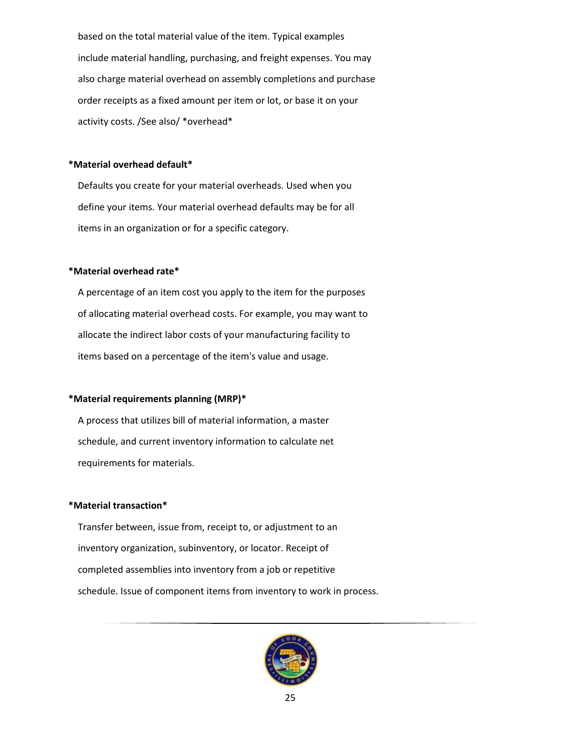based on the total material value of the item. Typical examples include material handling, purchasing, and freight expenses. You may also charge material overhead on assembly completions and purchase order receipts as a fixed amount per item or lot, or base it on your activity costs. /See also/ *overhead*

**Material overhead default**

Defaults you create for your material overheads. Used when you define your items. Your material overhead defaults may be for all items in an organization or for a specific category.

**Material overhead rate**

A percentage of an item cost you apply to the item for the purposes of allocating material overhead costs. For example, you may want to allocate the indirect labor costs of your manufacturing facility to items based on a percentage of the item's value and usage.

**Material requirements planning (MRP)**

A process that utilizes bill of material information, a master schedule, and current inventory information to calculate net requirements for materials.

**Material transaction**

Transfer between, issue from, receipt to, or adjustment to an inventory organization, subinventory, or locator. Receipt of completed assemblies into inventory from a job or repetitive schedule. Issue of component items from inventory to work in process.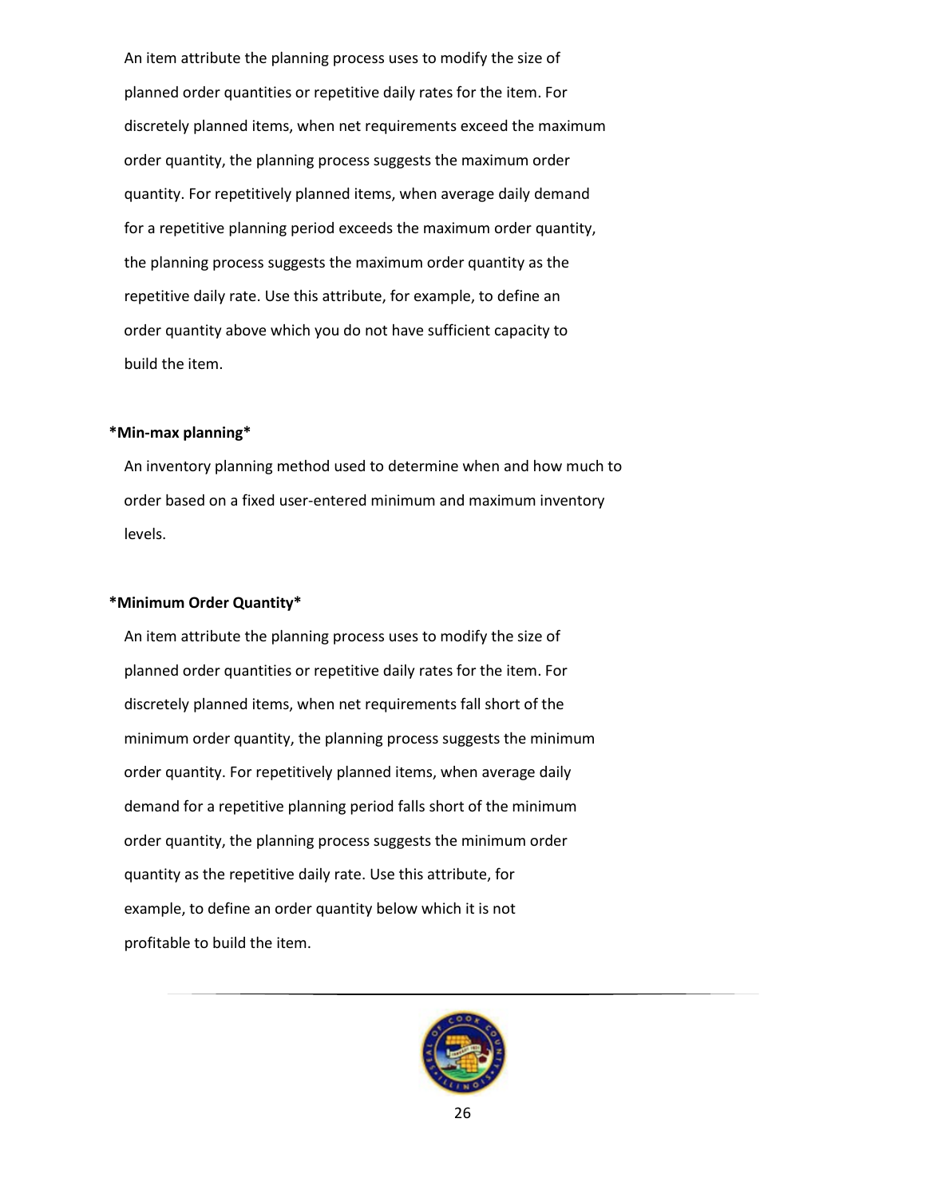An item attribute the planning process uses to modify the size of planned order quantities or repetitive daily rates for the item. For discretely planned items, when net requirements exceed the maximum order quantity, the planning process suggests the maximum order quantity. For repetitively planned items, when average daily demand for a repetitive planning period exceeds the maximum order quantity, the planning process suggests the maximum order quantity as the repetitive daily rate. Use this attribute, for example, to define an order quantity above which you do not have sufficient capacity to build the item.

***Min-max planning***

An inventory planning method used to determine when and how much to order based on a fixed user-entered minimum and maximum inventory levels.

***Minimum Order Quantity***

An item attribute the planning process uses to modify the size of planned order quantities or repetitive daily rates for the item. For discretely planned items, when net requirements fall short of the minimum order quantity, the planning process suggests the minimum order quantity. For repetitively planned items, when average daily demand for a repetitive planning period falls short of the minimum order quantity, the planning process suggests the minimum order quantity as the repetitive daily rate. Use this attribute, for example, to define an order quantity below which it is not profitable to build the item.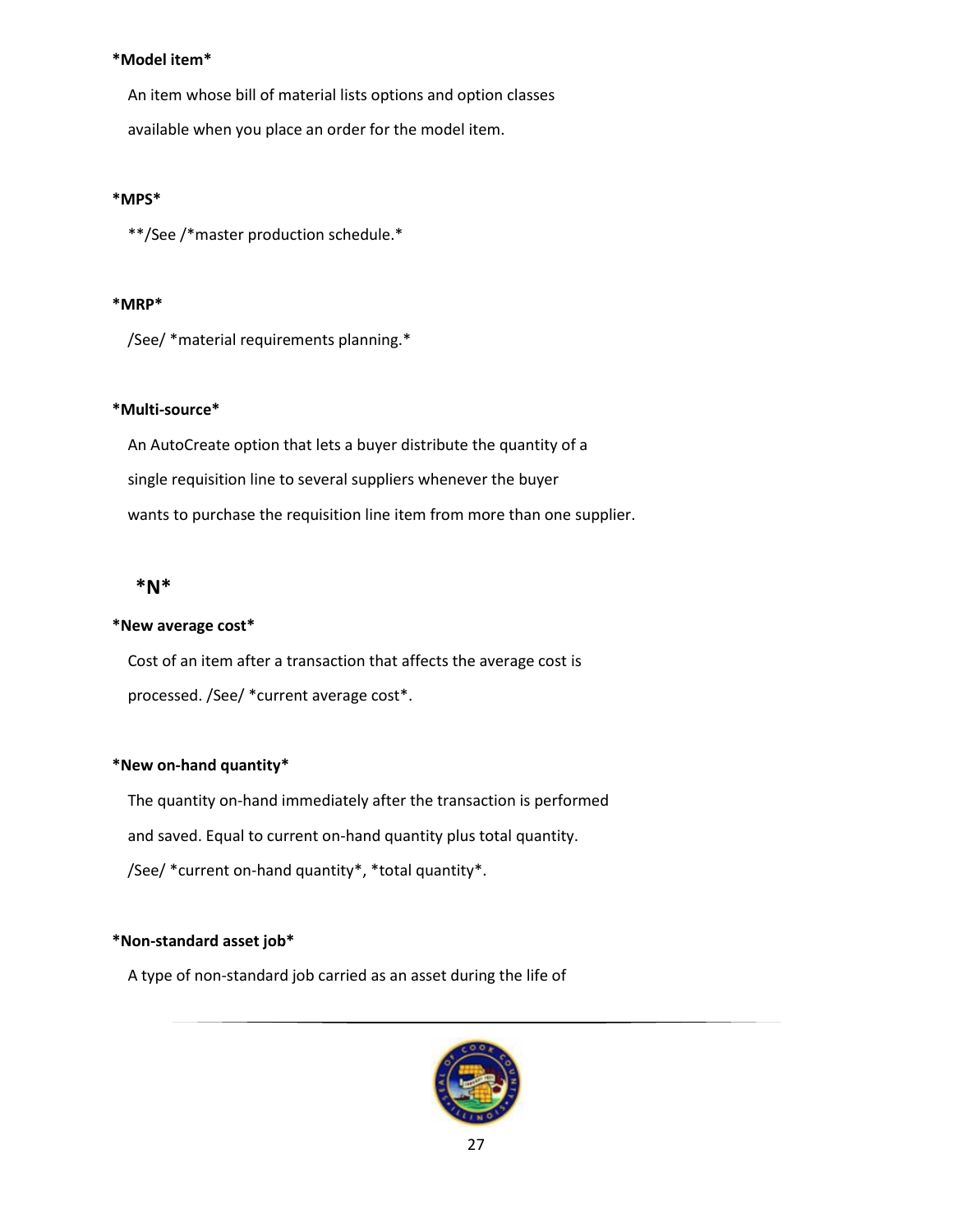*Model item*

An item whose bill of material lists options and option classes available when you place an order for the model item.

*MPS*

**/See /*master production schedule.*

*MRP*

/See/ *material requirements planning.*

*Multi-source*

An AutoCreate option that lets a buyer distribute the quantity of a single requisition line to several suppliers whenever the buyer wants to purchase the requisition line item from more than one supplier.

## *N*

*New average cost*

Cost of an item after a transaction that affects the average cost is processed. /See/ *current average cost*.

*New on-hand quantity*

The quantity on-hand immediately after the transaction is performed and saved. Equal to current on-hand quantity plus total quantity. /See/ *current on-hand quantity*, *total quantity*.

*Non-standard asset job*

A type of non-standard job carried as an asset during the life of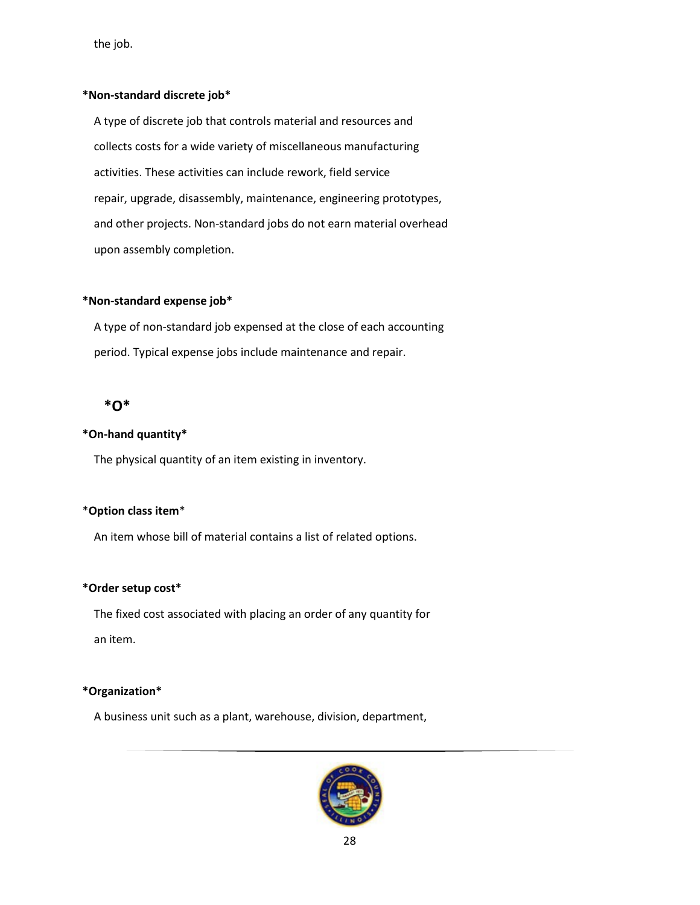the job.

*Non-standard discrete job*

A type of discrete job that controls material and resources and collects costs for a wide variety of miscellaneous manufacturing activities. These activities can include rework, field service repair, upgrade, disassembly, maintenance, engineering prototypes, and other projects. Non-standard jobs do not earn material overhead upon assembly completion.

*Non-standard expense job*

A type of non-standard job expensed at the close of each accounting period. Typical expense jobs include maintenance and repair.

## *O*

*On-hand quantity*

The physical quantity of an item existing in inventory.

*Option class item*

An item whose bill of material contains a list of related options.

*Order setup cost*

The fixed cost associated with placing an order of any quantity for an item.

*Organization*

A business unit such as a plant, warehouse, division, department,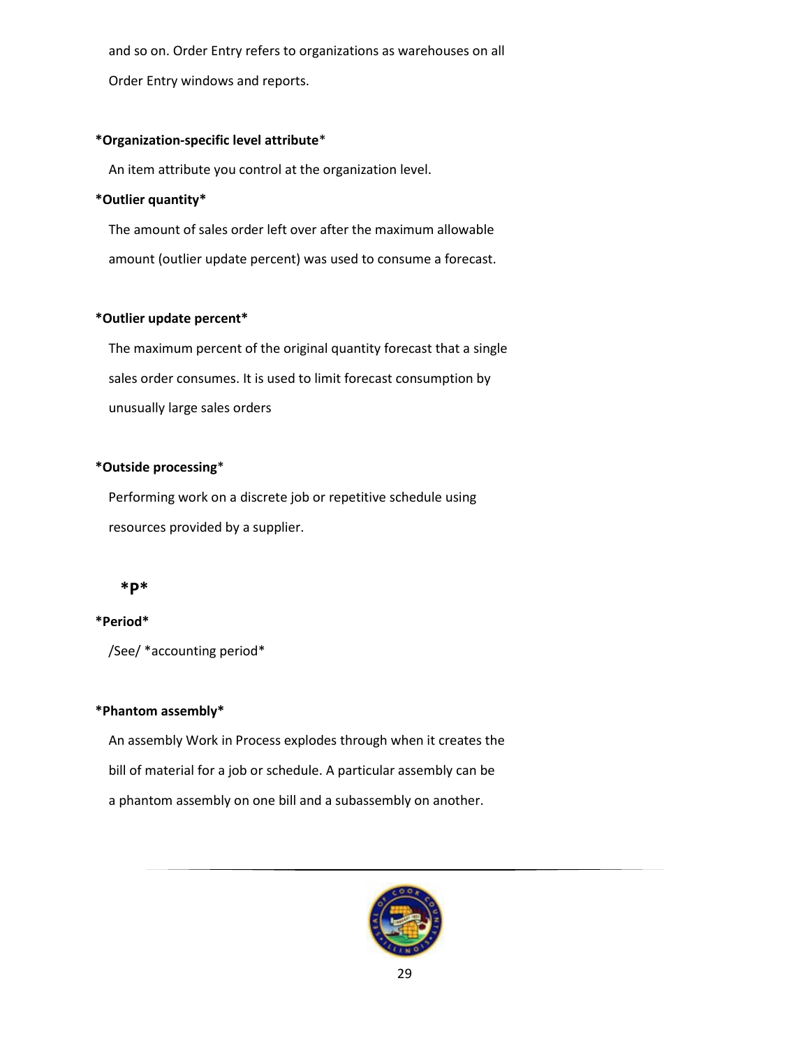and so on. Order Entry refers to organizations as warehouses on all Order Entry windows and reports.

**\*Organization-specific level attribute**\*

An item attribute you control at the organization level.

**\*Outlier quantity\***

The amount of sales order left over after the maximum allowable amount (outlier update percent) was used to consume a forecast.

**\*Outlier update percent\***

The maximum percent of the original quantity forecast that a single sales order consumes. It is used to limit forecast consumption by unusually large sales orders

**\*Outside processing**\*

Performing work on a discrete job or repetitive schedule using resources provided by a supplier.

## \*P\*

**\*Period\***

/See/ \*accounting period\*

**\*Phantom assembly\***

An assembly Work in Process explodes through when it creates the bill of material for a job or schedule. A particular assembly can be a phantom assembly on one bill and a subassembly on another.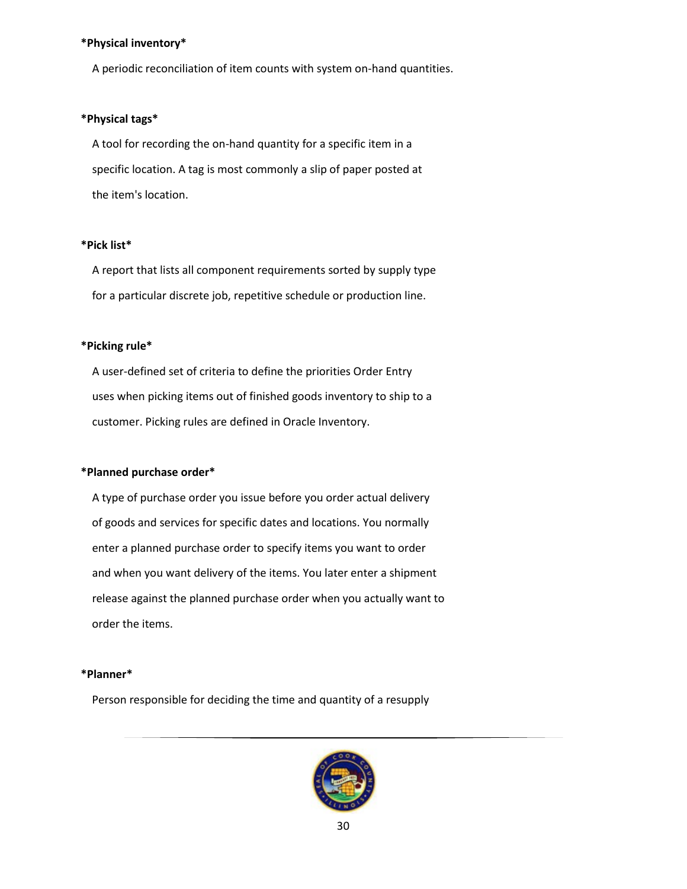*Physical inventory*

A periodic reconciliation of item counts with system on-hand quantities.

*Physical tags*

A tool for recording the on-hand quantity for a specific item in a specific location. A tag is most commonly a slip of paper posted at the item's location.

*Pick list*

A report that lists all component requirements sorted by supply type for a particular discrete job, repetitive schedule or production line.

*Picking rule*

A user-defined set of criteria to define the priorities Order Entry uses when picking items out of finished goods inventory to ship to a customer. Picking rules are defined in Oracle Inventory.

*Planned purchase order*

A type of purchase order you issue before you order actual delivery of goods and services for specific dates and locations. You normally enter a planned purchase order to specify items you want to order and when you want delivery of the items. You later enter a shipment release against the planned purchase order when you actually want to order the items.

*Planner*

Person responsible for deciding the time and quantity of a resupply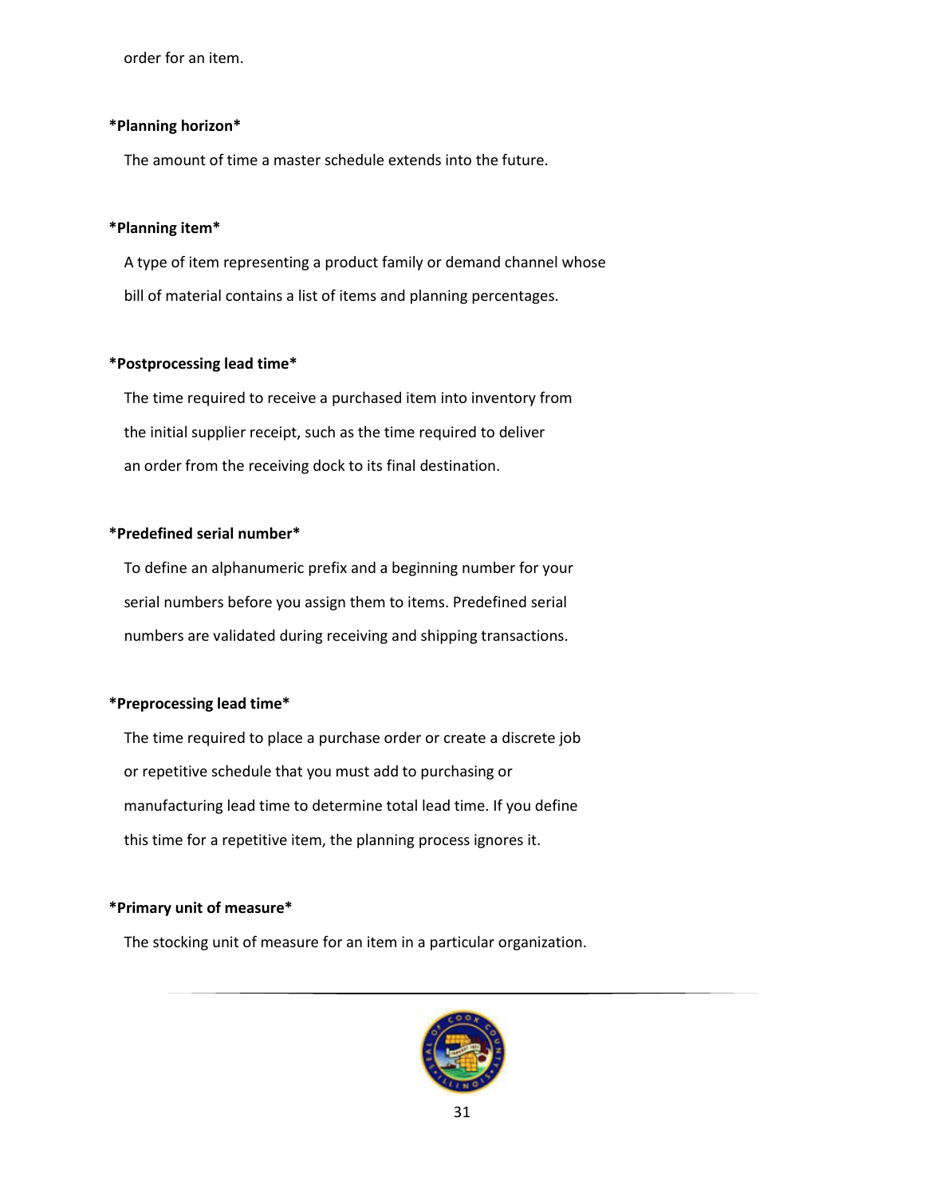order for an item.

*Planning horizon*

The amount of time a master schedule extends into the future.

*Planning item*

A type of item representing a product family or demand channel whose bill of material contains a list of items and planning percentages.

*Postprocessing lead time*

The time required to receive a purchased item into inventory from the initial supplier receipt, such as the time required to deliver an order from the receiving dock to its final destination.

*Predefined serial number*

To define an alphanumeric prefix and a beginning number for your serial numbers before you assign them to items. Predefined serial numbers are validated during receiving and shipping transactions.

*Preprocessing lead time*

The time required to place a purchase order or create a discrete job or repetitive schedule that you must add to purchasing or manufacturing lead time to determine total lead time. If you define this time for a repetitive item, the planning process ignores it.

*Primary unit of measure*

The stocking unit of measure for an item in a particular organization.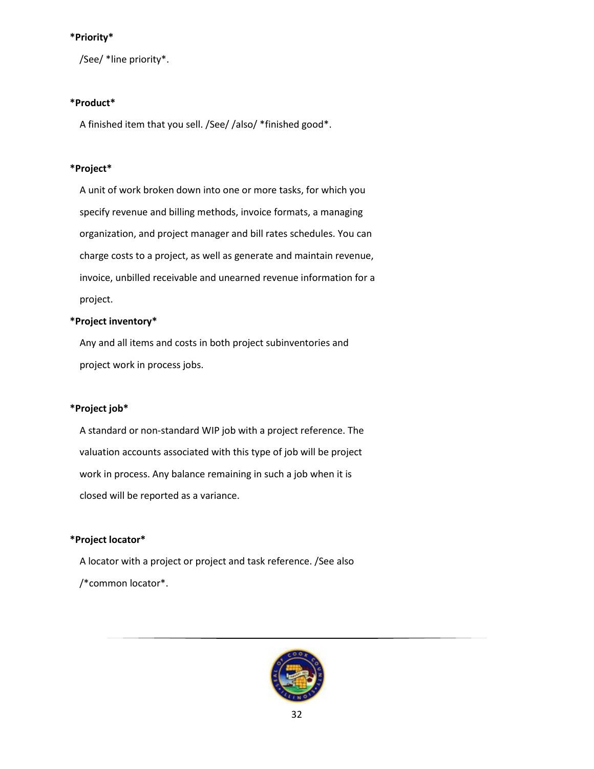*Priority*

/See/ *line priority*.

*Product*

A finished item that you sell. /See/ /also/ *finished good*.

*Project*

A unit of work broken down into one or more tasks, for which you specify revenue and billing methods, invoice formats, a managing organization, and project manager and bill rates schedules. You can charge costs to a project, as well as generate and maintain revenue, invoice, unbilled receivable and unearned revenue information for a project.

*Project inventory*

Any and all items and costs in both project subinventories and project work in process jobs.

*Project job*

A standard or non-standard WIP job with a project reference. The valuation accounts associated with this type of job will be project work in process. Any balance remaining in such a job when it is closed will be reported as a variance.

*Project locator*

A locator with a project or project and task reference. /See also /*common locator*.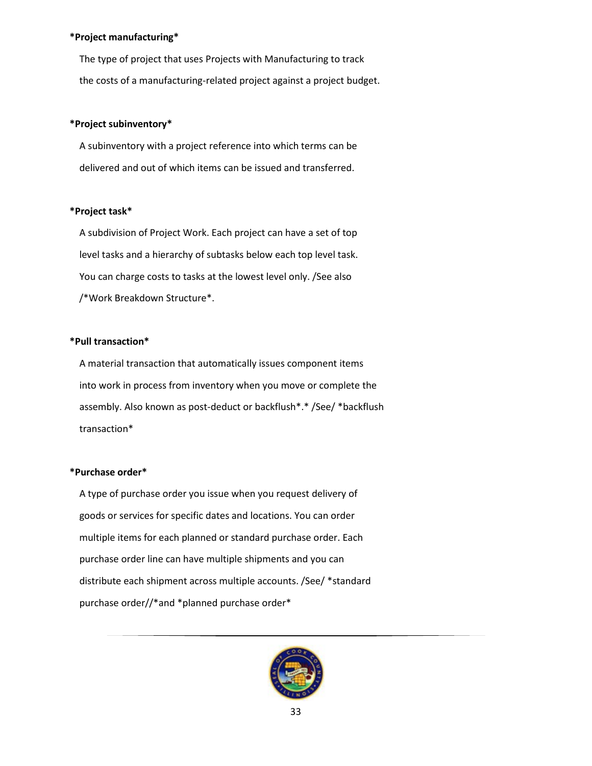*Project manufacturing*

The type of project that uses Projects with Manufacturing to track the costs of a manufacturing-related project against a project budget.

*Project subinventory*

A subinventory with a project reference into which terms can be delivered and out of which items can be issued and transferred.

*Project task*

A subdivision of Project Work. Each project can have a set of top level tasks and a hierarchy of subtasks below each top level task. You can charge costs to tasks at the lowest level only. /See also /*Work Breakdown Structure*.

*Pull transaction*

A material transaction that automatically issues component items into work in process from inventory when you move or complete the assembly. Also known as post-deduct or backflush*.* /See/ *backflush transaction*

*Purchase order*

A type of purchase order you issue when you request delivery of goods or services for specific dates and locations. You can order multiple items for each planned or standard purchase order. Each purchase order line can have multiple shipments and you can distribute each shipment across multiple accounts. /See/ *standard purchase order//*and *planned purchase order*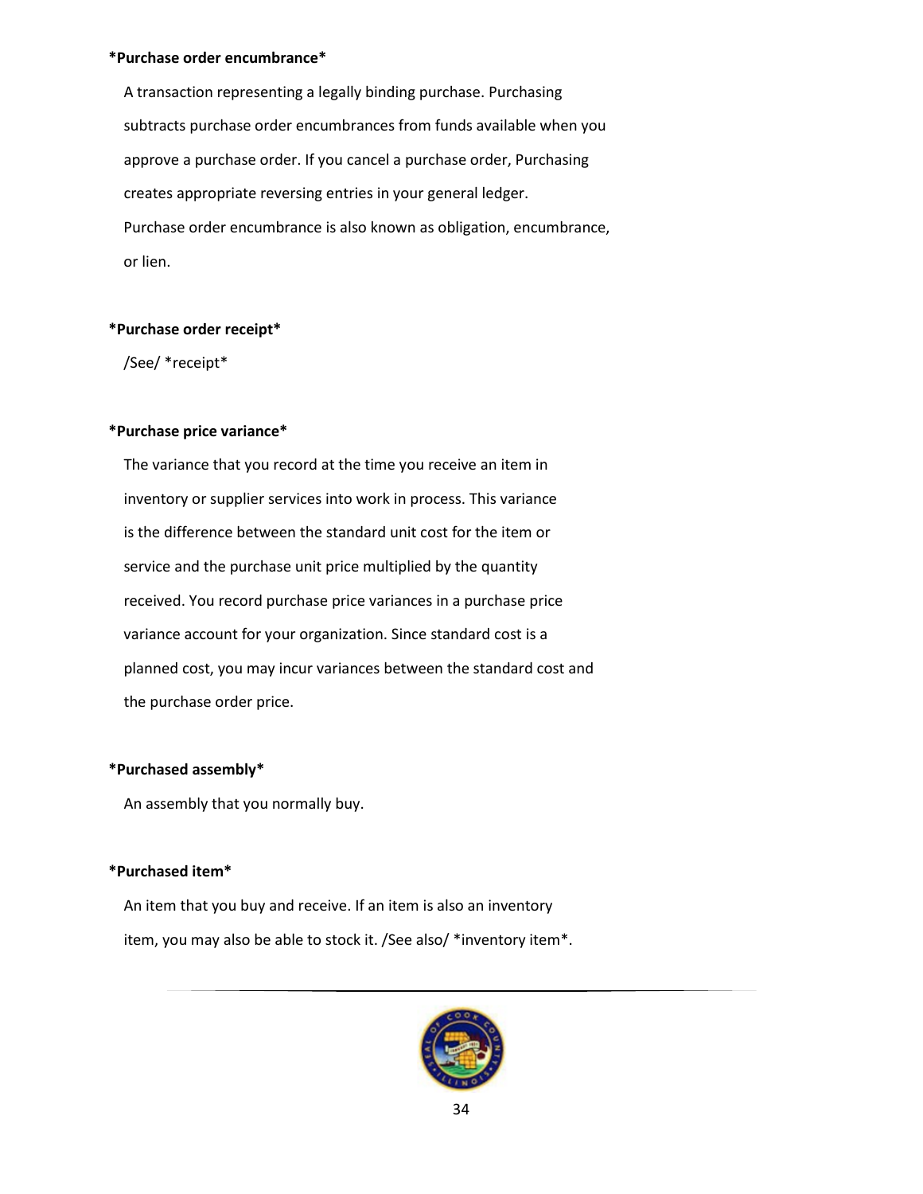**Purchase order encumbrance**

A transaction representing a legally binding purchase. Purchasing subtracts purchase order encumbrances from funds available when you approve a purchase order. If you cancel a purchase order, Purchasing creates appropriate reversing entries in your general ledger. Purchase order encumbrance is also known as obligation, encumbrance, or lien.

**Purchase order receipt**

/See/ *receipt*

**Purchase price variance**

The variance that you record at the time you receive an item in inventory or supplier services into work in process. This variance is the difference between the standard unit cost for the item or service and the purchase unit price multiplied by the quantity received. You record purchase price variances in a purchase price variance account for your organization. Since standard cost is a planned cost, you may incur variances between the standard cost and the purchase order price.

**Purchased assembly**

An assembly that you normally buy.

**Purchased item**

An item that you buy and receive. If an item is also an inventory item, you may also be able to stock it. /See also/ *inventory item*.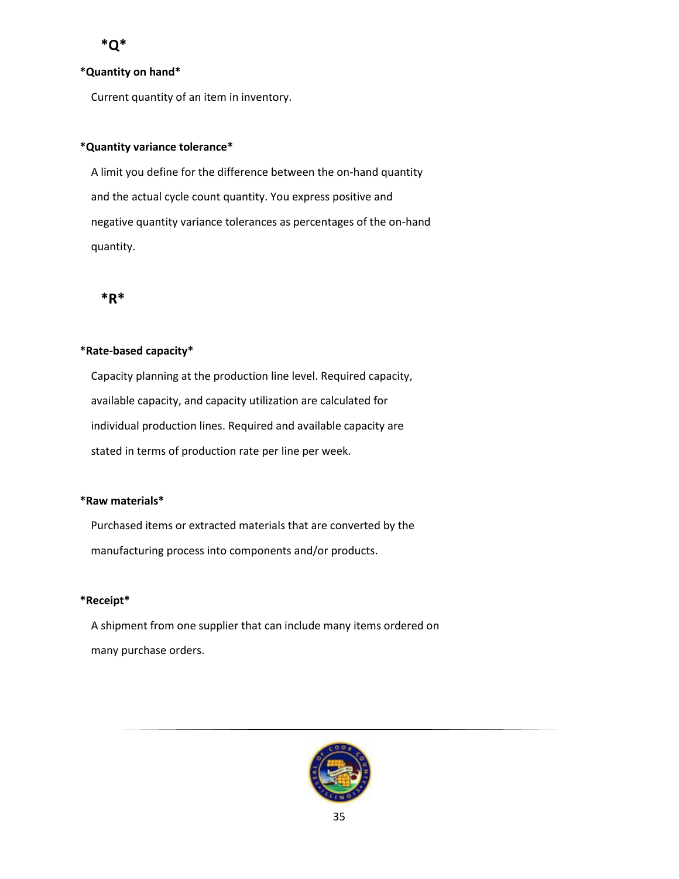## *Q*

**\*Quantity on hand\***

Current quantity of an item in inventory.

**\*Quantity variance tolerance\***

A limit you define for the difference between the on-hand quantity and the actual cycle count quantity. You express positive and negative quantity variance tolerances as percentages of the on-hand quantity.

## *R*

**\*Rate-based capacity\***

Capacity planning at the production line level. Required capacity, available capacity, and capacity utilization are calculated for individual production lines. Required and available capacity are stated in terms of production rate per line per week.

**\*Raw materials\***

Purchased items or extracted materials that are converted by the manufacturing process into components and/or products.

**\*Receipt\***

A shipment from one supplier that can include many items ordered on many purchase orders.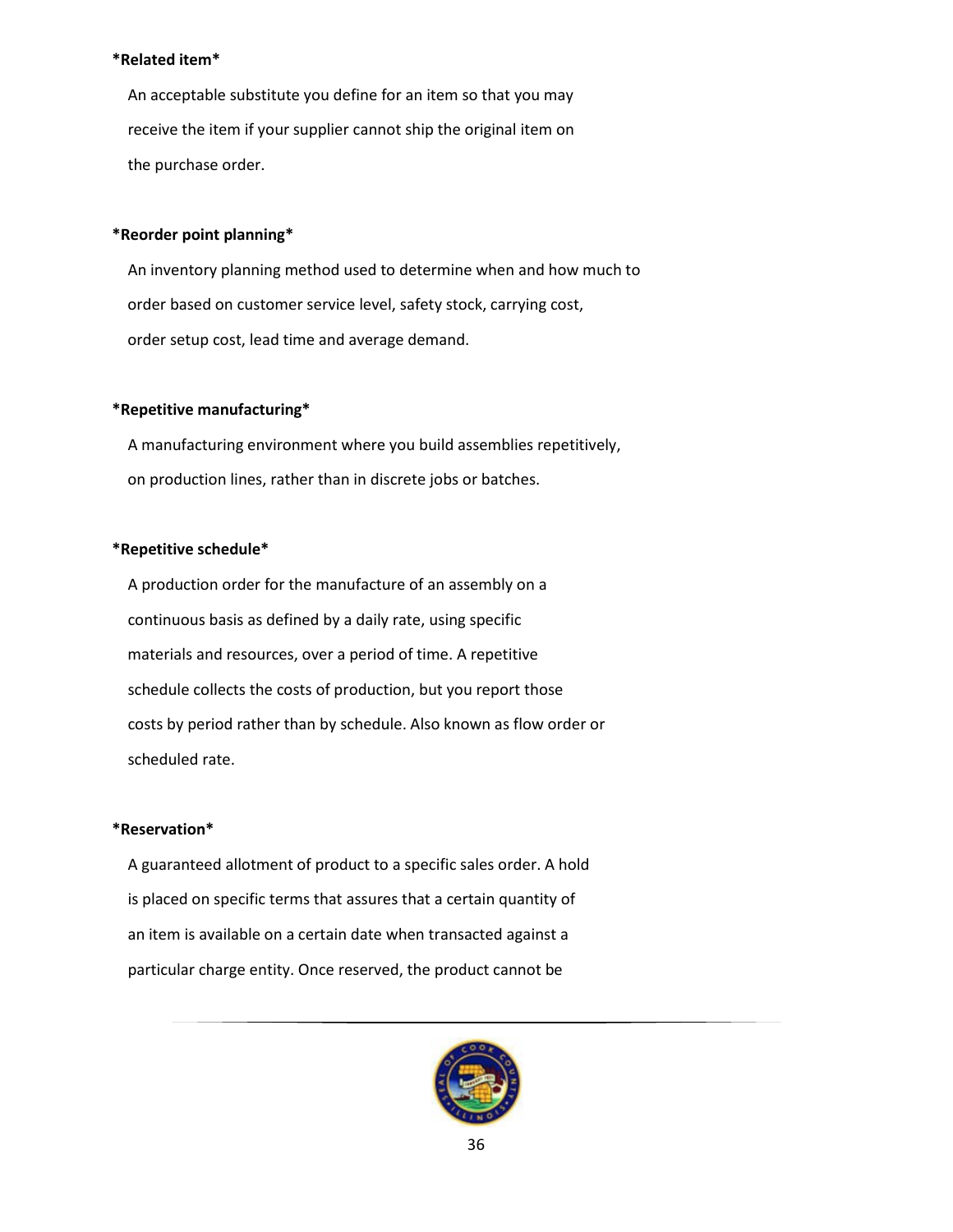**\*Related item\***

An acceptable substitute you define for an item so that you may receive the item if your supplier cannot ship the original item on the purchase order.

**\*Reorder point planning\***

An inventory planning method used to determine when and how much to order based on customer service level, safety stock, carrying cost, order setup cost, lead time and average demand.

**\*Repetitive manufacturing\***

A manufacturing environment where you build assemblies repetitively, on production lines, rather than in discrete jobs or batches.

**\*Repetitive schedule\***

A production order for the manufacture of an assembly on a continuous basis as defined by a daily rate, using specific materials and resources, over a period of time. A repetitive schedule collects the costs of production, but you report those costs by period rather than by schedule. Also known as flow order or scheduled rate.

**\*Reservation\***

A guaranteed allotment of product to a specific sales order. A hold is placed on specific terms that assures that a certain quantity of an item is available on a certain date when transacted against a particular charge entity. Once reserved, the product cannot be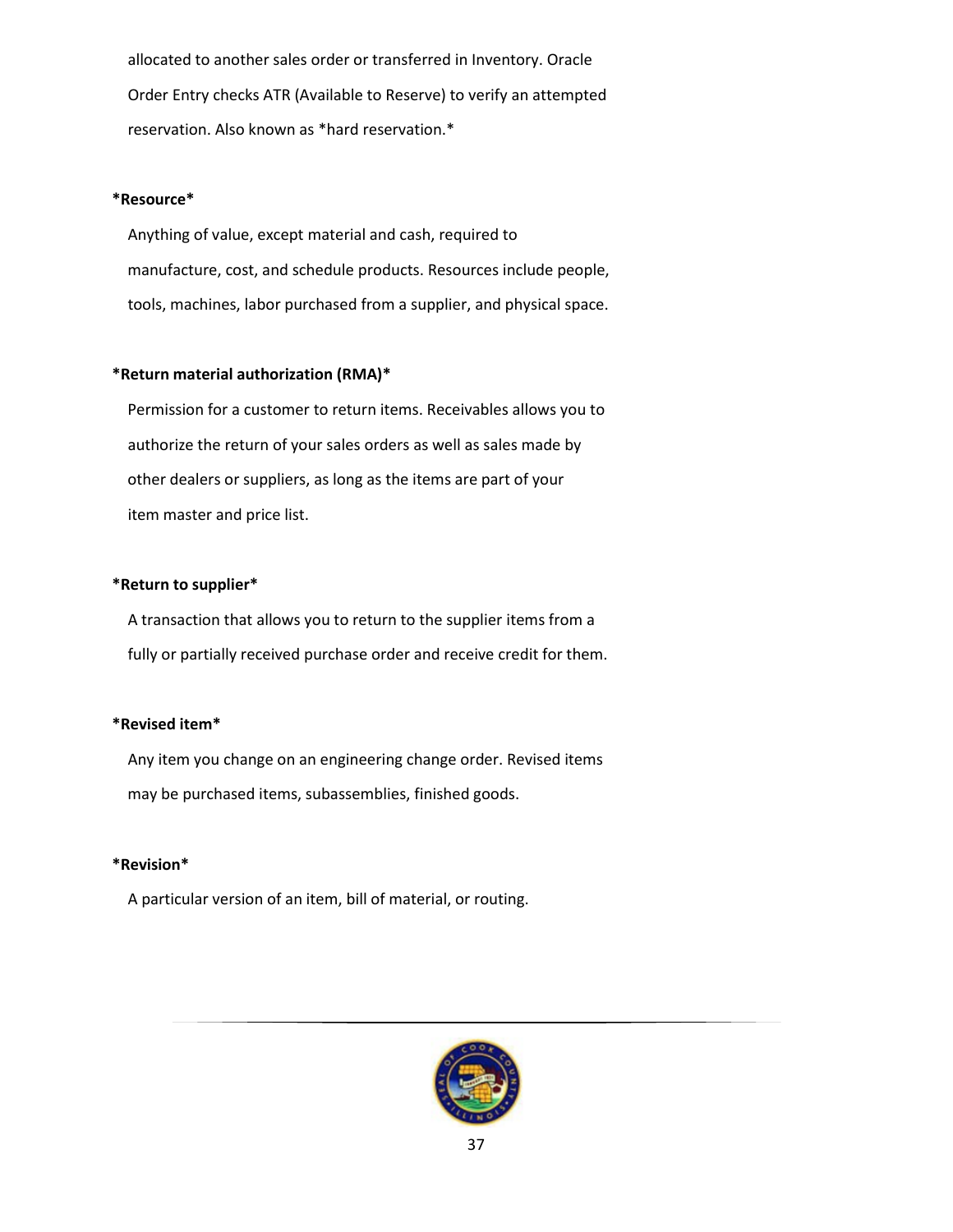allocated to another sales order or transferred in Inventory. Oracle Order Entry checks ATR (Available to Reserve) to verify an attempted reservation. Also known as *hard reservation.*

**Resource**

Anything of value, except material and cash, required to manufacture, cost, and schedule products. Resources include people, tools, machines, labor purchased from a supplier, and physical space.

**Return material authorization (RMA)**

Permission for a customer to return items. Receivables allows you to authorize the return of your sales orders as well as sales made by other dealers or suppliers, as long as the items are part of your item master and price list.

**Return to supplier**

A transaction that allows you to return to the supplier items from a fully or partially received purchase order and receive credit for them.

**Revised item**

Any item you change on an engineering change order. Revised items may be purchased items, subassemblies, finished goods.

**Revision**

A particular version of an item, bill of material, or routing.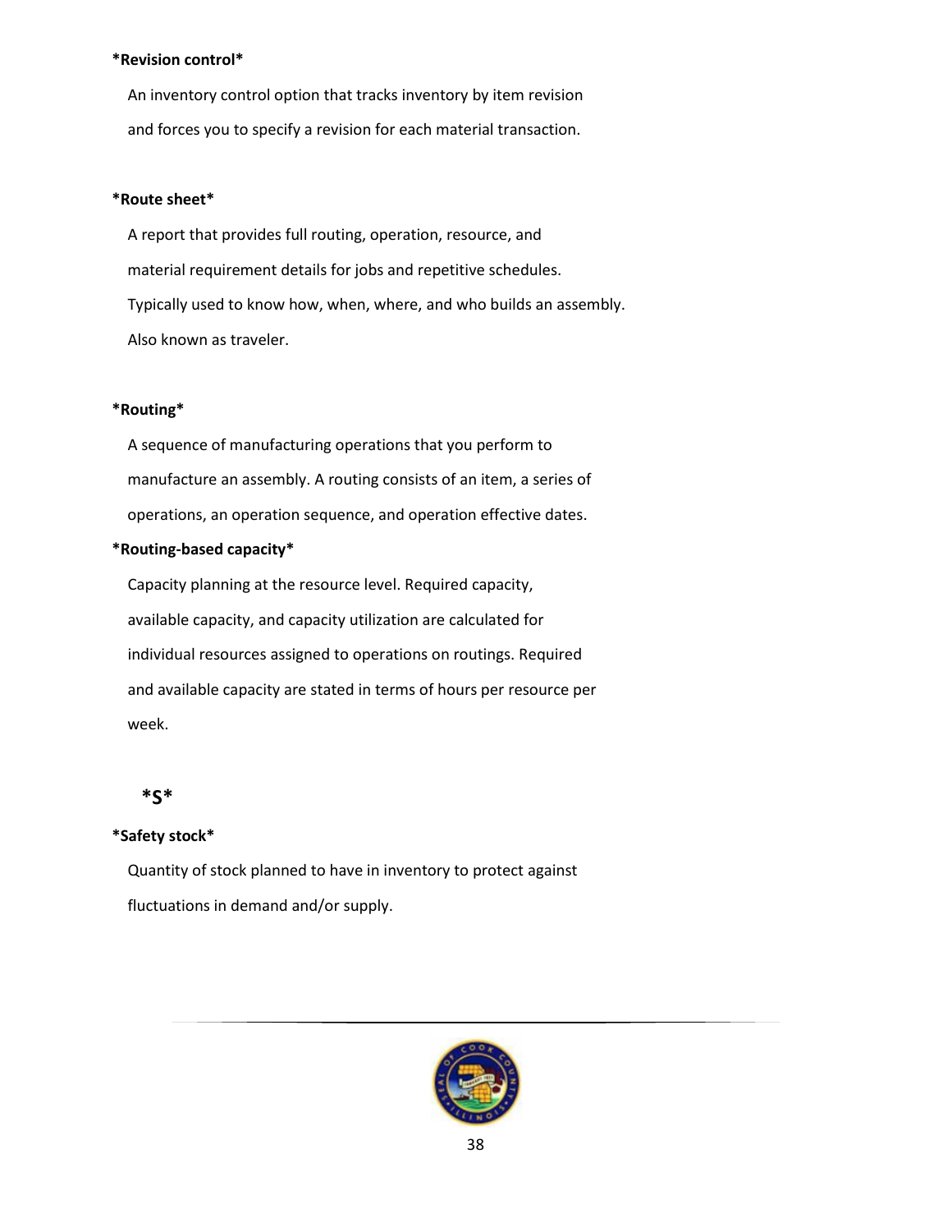*Revision control*

An inventory control option that tracks inventory by item revision and forces you to specify a revision for each material transaction.

*Route sheet*

A report that provides full routing, operation, resource, and material requirement details for jobs and repetitive schedules. Typically used to know how, when, where, and who builds an assembly. Also known as traveler.

*Routing*

A sequence of manufacturing operations that you perform to manufacture an assembly. A routing consists of an item, a series of operations, an operation sequence, and operation effective dates.

*Routing-based capacity*

Capacity planning at the resource level. Required capacity, available capacity, and capacity utilization are calculated for individual resources assigned to operations on routings. Required and available capacity are stated in terms of hours per resource per week.

*S*

*Safety stock*

Quantity of stock planned to have in inventory to protect against fluctuations in demand and/or supply.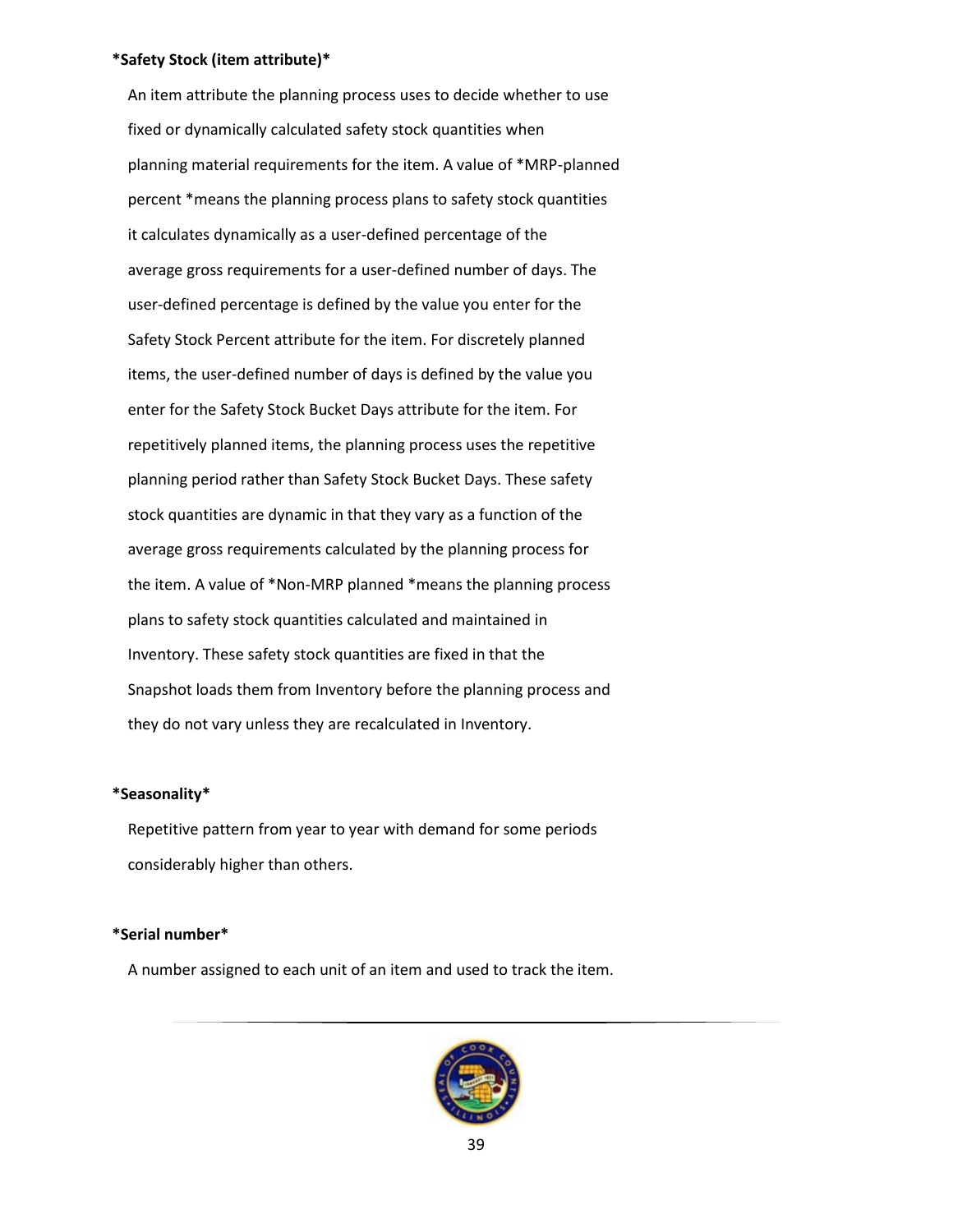*Safety Stock (item attribute)*

An item attribute the planning process uses to decide whether to use fixed or dynamically calculated safety stock quantities when planning material requirements for the item. A value of *MRP-planned percent *means the planning process plans to safety stock quantities it calculates dynamically as a user-defined percentage of the average gross requirements for a user-defined number of days. The user-defined percentage is defined by the value you enter for the Safety Stock Percent attribute for the item. For discretely planned items, the user-defined number of days is defined by the value you enter for the Safety Stock Bucket Days attribute for the item. For repetitively planned items, the planning process uses the repetitive planning period rather than Safety Stock Bucket Days. These safety stock quantities are dynamic in that they vary as a function of the average gross requirements calculated by the planning process for the item. A value of *Non-MRP planned *means the planning process plans to safety stock quantities calculated and maintained in Inventory. These safety stock quantities are fixed in that the Snapshot loads them from Inventory before the planning process and they do not vary unless they are recalculated in Inventory.

*Seasonality*

Repetitive pattern from year to year with demand for some periods considerably higher than others.

*Serial number*

A number assigned to each unit of an item and used to track the item.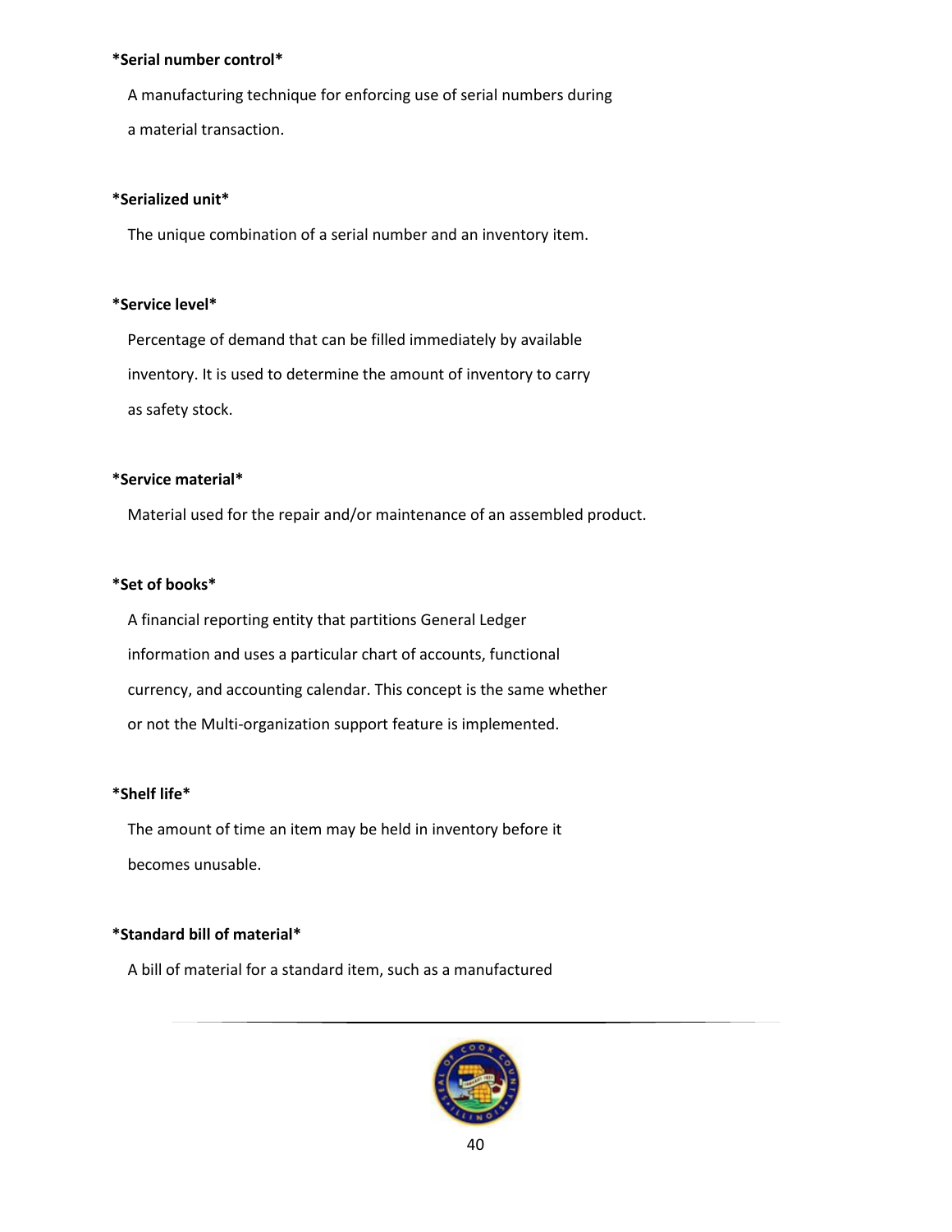*Serial number control*

A manufacturing technique for enforcing use of serial numbers during a material transaction.

*Serialized unit*

The unique combination of a serial number and an inventory item.

*Service level*

Percentage of demand that can be filled immediately by available inventory. It is used to determine the amount of inventory to carry as safety stock.

*Service material*

Material used for the repair and/or maintenance of an assembled product.

*Set of books*

A financial reporting entity that partitions General Ledger information and uses a particular chart of accounts, functional currency, and accounting calendar. This concept is the same whether or not the Multi-organization support feature is implemented.

*Shelf life*

The amount of time an item may be held in inventory before it becomes unusable.

*Standard bill of material*

A bill of material for a standard item, such as a manufactured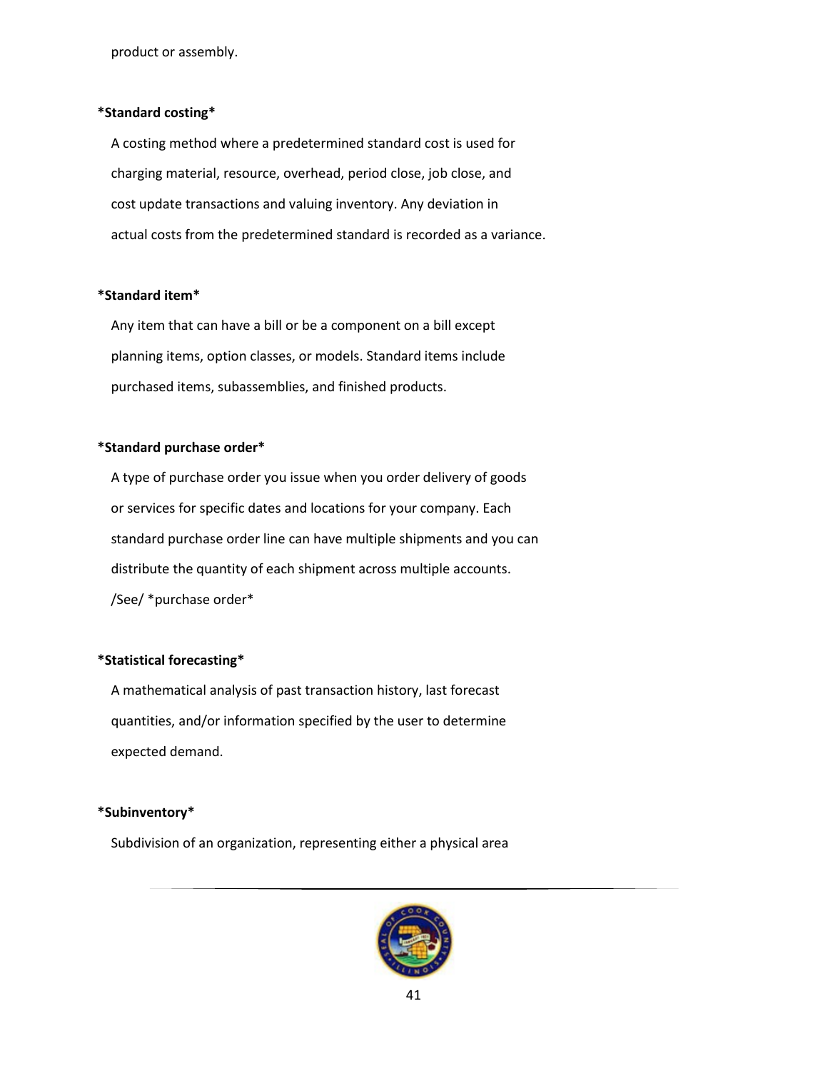product or assembly.

*Standard costing*

A costing method where a predetermined standard cost is used for charging material, resource, overhead, period close, job close, and cost update transactions and valuing inventory. Any deviation in actual costs from the predetermined standard is recorded as a variance.

*Standard item*

Any item that can have a bill or be a component on a bill except planning items, option classes, or models. Standard items include purchased items, subassemblies, and finished products.

*Standard purchase order*

A type of purchase order you issue when you order delivery of goods or services for specific dates and locations for your company. Each standard purchase order line can have multiple shipments and you can distribute the quantity of each shipment across multiple accounts. /See/ *purchase order*

*Statistical forecasting*

A mathematical analysis of past transaction history, last forecast quantities, and/or information specified by the user to determine expected demand.

*Subinventory*

Subdivision of an organization, representing either a physical area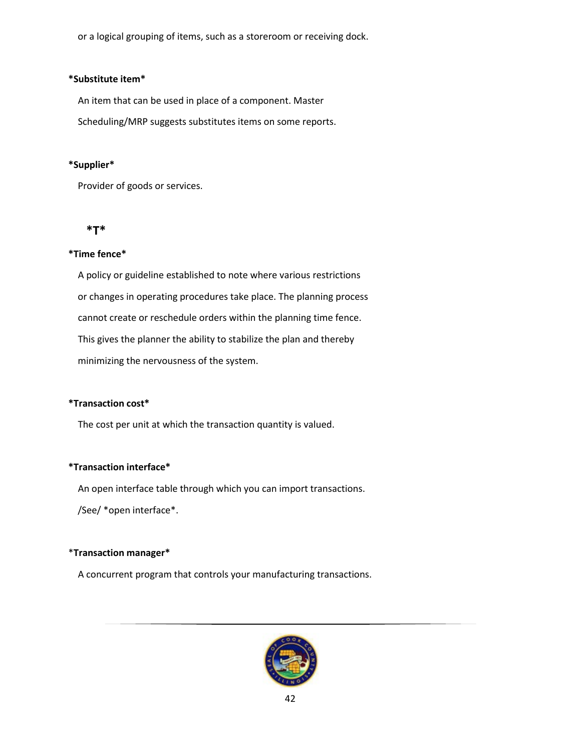or a logical grouping of items, such as a storeroom or receiving dock.

**\*Substitute item\***

An item that can be used in place of a component. Master Scheduling/MRP suggests substitutes items on some reports.

**\*Supplier\***

Provider of goods or services.

## *T*

**\*Time fence\***

A policy or guideline established to note where various restrictions or changes in operating procedures take place. The planning process cannot create or reschedule orders within the planning time fence. This gives the planner the ability to stabilize the plan and thereby minimizing the nervousness of the system.

**\*Transaction cost\***

The cost per unit at which the transaction quantity is valued.

**\*Transaction interface\***

An open interface table through which you can import transactions. /See/ *open interface*.

\***Transaction manager\***

A concurrent program that controls your manufacturing transactions.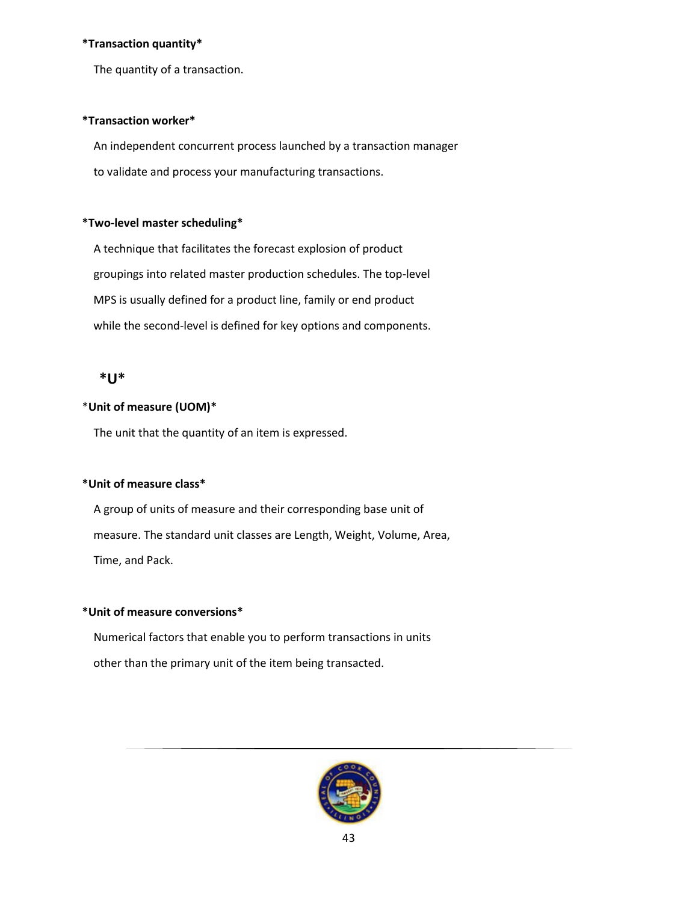***Transaction quantity***

The quantity of a transaction.

***Transaction worker***

An independent concurrent process launched by a transaction manager to validate and process your manufacturing transactions.

***Two-level master scheduling***

A technique that facilitates the forecast explosion of product groupings into related master production schedules. The top-level MPS is usually defined for a product line, family or end product while the second-level is defined for key options and components.

## *U*

***Unit of measure (UOM)***

The unit that the quantity of an item is expressed.

***Unit of measure class***

A group of units of measure and their corresponding base unit of measure. The standard unit classes are Length, Weight, Volume, Area, Time, and Pack.

***Unit of measure conversions***

Numerical factors that enable you to perform transactions in units other than the primary unit of the item being transacted.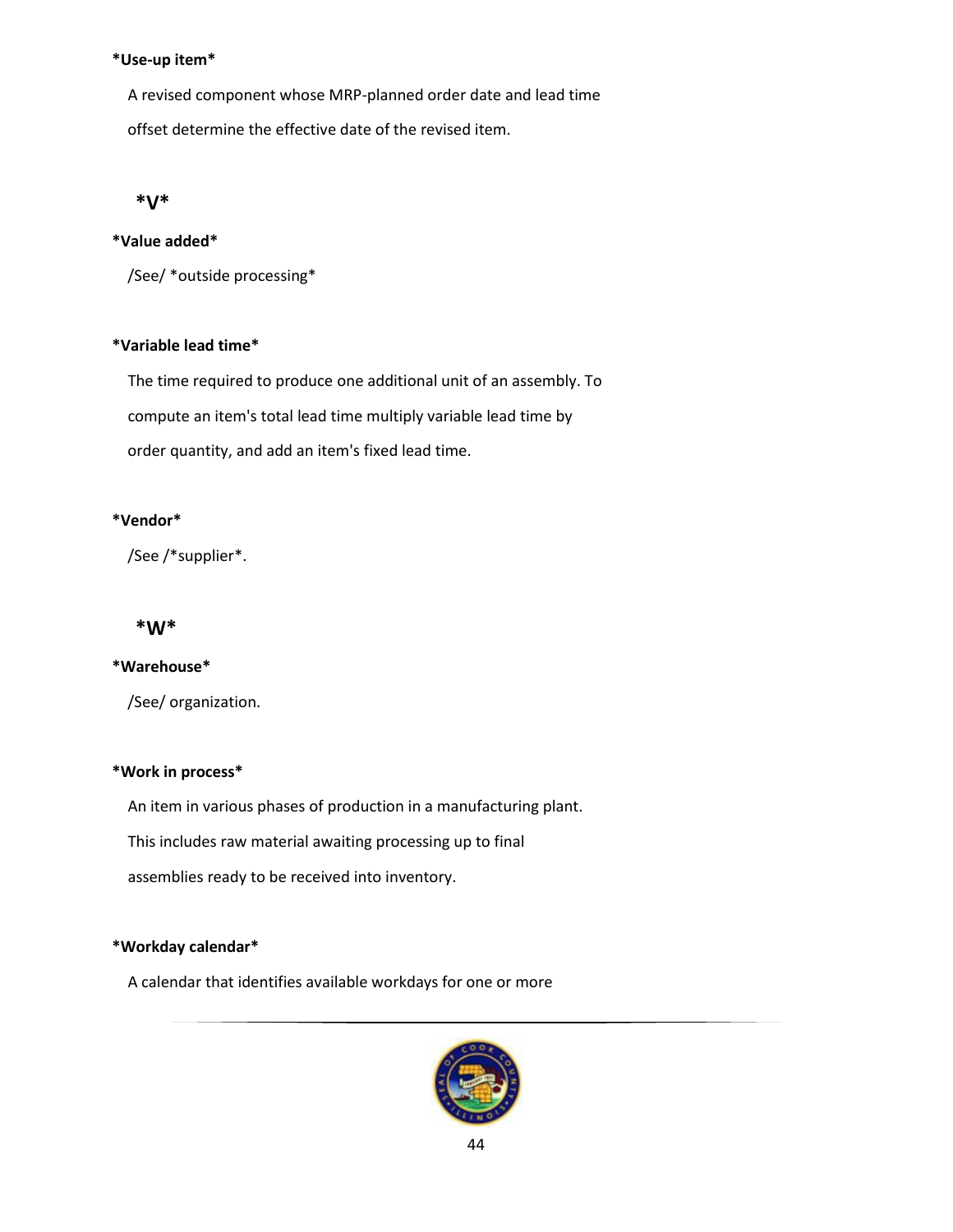*Use-up item*

A revised component whose MRP-planned order date and lead time offset determine the effective date of the revised item.

*V*

*Value added*

/See/ *outside processing*

*Variable lead time*

The time required to produce one additional unit of an assembly. To compute an item's total lead time multiply variable lead time by order quantity, and add an item's fixed lead time.

*Vendor*

/See /*supplier*.

*W*

*Warehouse*

/See/ organization.

*Work in process*

An item in various phases of production in a manufacturing plant. This includes raw material awaiting processing up to final assemblies ready to be received into inventory.

*Workday calendar*

A calendar that identifies available workdays for one or more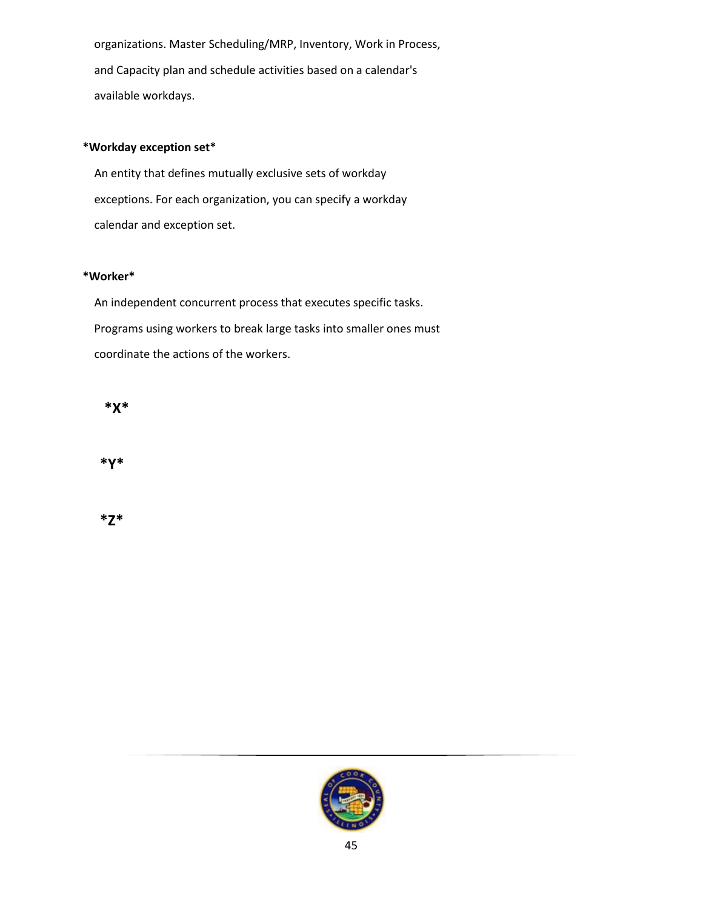organizations. Master Scheduling/MRP, Inventory, Work in Process, and Capacity plan and schedule activities based on a calendar's available workdays.

**\*Workday exception set\***

An entity that defines mutually exclusive sets of workday exceptions. For each organization, you can specify a workday calendar and exception set.

**\*Worker\***

An independent concurrent process that executes specific tasks. Programs using workers to break large tasks into smaller ones must coordinate the actions of the workers.

**\*X\***

**\*Y\***

**\*Z\***